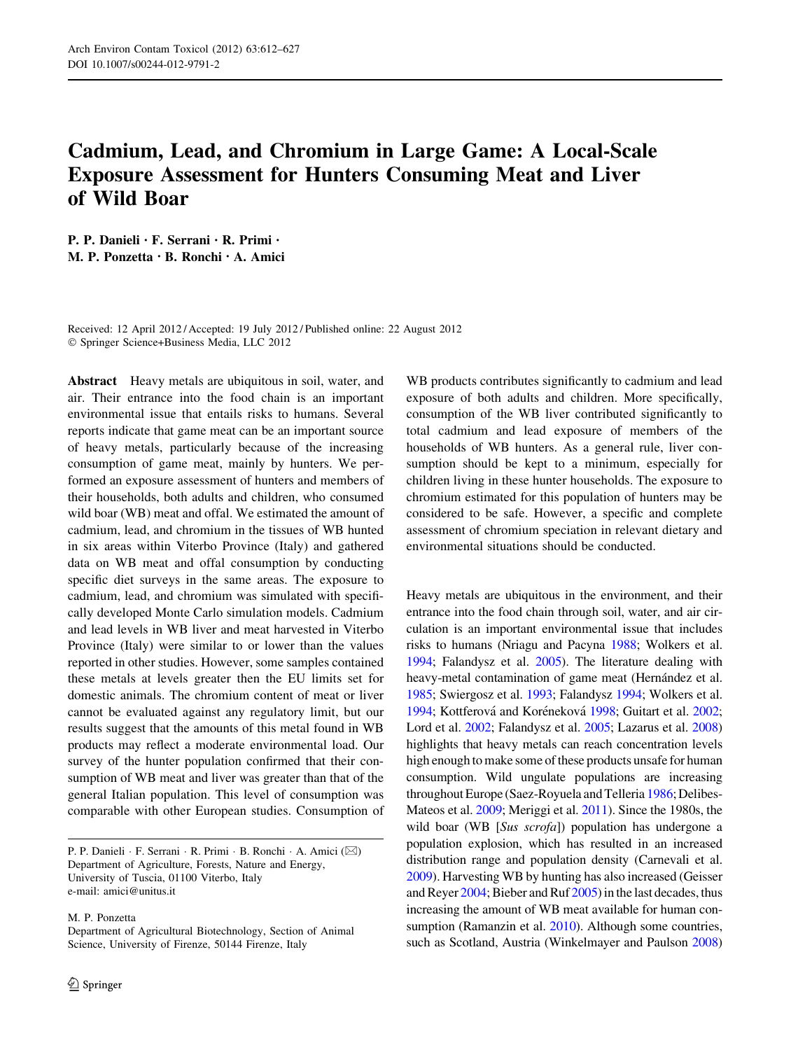# Cadmium, Lead, and Chromium in Large Game: A Local-Scale Exposure Assessment for Hunters Consuming Meat and Liver of Wild Boar

P. P. Danieli · F. Serrani · R. Primi · M. P. Ponzetta · B. Ronchi · A. Amici

Received: 12 April 2012 / Accepted: 19 July 2012 / Published online: 22 August 2012
© Springer Science+Business Media, LLC 2012

**Abstract** Heavy metals are ubiquitous in soil, water, and air. Their entrance into the food chain is an important environmental issue that entails risks to humans. Several reports indicate that game meat can be an important source of heavy metals, particularly because of the increasing consumption of game meat, mainly by hunters. We performed an exposure assessment of hunters and members of their households, both adults and children, who consumed wild boar (WB) meat and offal. We estimated the amount of cadmium, lead, and chromium in the tissues of WB hunted in six areas within Viterbo Province (Italy) and gathered data on WB meat and offal consumption by conducting specific diet surveys in the same areas. The exposure to cadmium, lead, and chromium was simulated with specifically developed Monte Carlo simulation models. Cadmium and lead levels in WB liver and meat harvested in Viterbo Province (Italy) were similar to or lower than the values reported in other studies. However, some samples contained these metals at levels greater then the EU limits set for domestic animals. The chromium content of meat or liver cannot be evaluated against any regulatory limit, but our results suggest that the amounts of this metal found in WB products may reflect a moderate environmental load. Our survey of the hunter population confirmed that their consumption of WB meat and liver was greater than that of the general Italian population. This level of consumption was comparable with other European studies. Consumption of WB products contributes significantly to cadmium and lead exposure of both adults and children. More specifically, consumption of the WB liver contributed significantly to total cadmium and lead exposure of members of the households of WB hunters. As a general rule, liver consumption should be kept to a minimum, especially for children living in these hunter households. The exposure to chromium estimated for this population of hunters may be considered to be safe. However, a specific and complete assessment of chromium speciation in relevant dietary and environmental situations should be conducted.

P. P. Danieli · F. Serrani · R. Primi · B. Ronchi · A. Amici (✉)
Department of Agriculture, Forests, Nature and Energy, University of Tuscia, 01100 Viterbo, Italy
e-mail: amici@unitus.it

M. P. Ponzetta
Department of Agricultural Biotechnology, Section of Animal Science, University of Firenze, 50144 Firenze, Italy

Heavy metals are ubiquitous in the environment, and their entrance into the food chain through soil, water, and air circulation is an important environmental issue that includes risks to humans (Nriagu and Pacyna 1988; Wolkers et al. 1994; Falandysz et al. 2005). The literature dealing with heavy-metal contamination of game meat (Hernández et al. 1985; Swiergosz et al. 1993; Falandysz 1994; Wolkers et al. 1994; Kottferová and Koréneková 1998; Guitart et al. 2002; Lord et al. 2002; Falandysz et al. 2005; Lazarus et al. 2008) highlights that heavy metals can reach concentration levels high enough to make some of these products unsafe for human consumption. Wild ungulate populations are increasing throughout Europe (Saez-Royuela and Telleria 1986; Delibes-Mateos et al. 2009; Meriggi et al. 2011). Since the 1980s, the wild boar (WB [*Sus scrofa*]) population has undergone a population explosion, which has resulted in an increased distribution range and population density (Carnevali et al. 2009). Harvesting WB by hunting has also increased (Geisser and Reyer 2004; Bieber and Ruf 2005) in the last decades, thus increasing the amount of WB meat available for human consumption (Ramanzin et al. 2010). Although some countries, such as Scotland, Austria (Winkelmayer and Paulson 2008)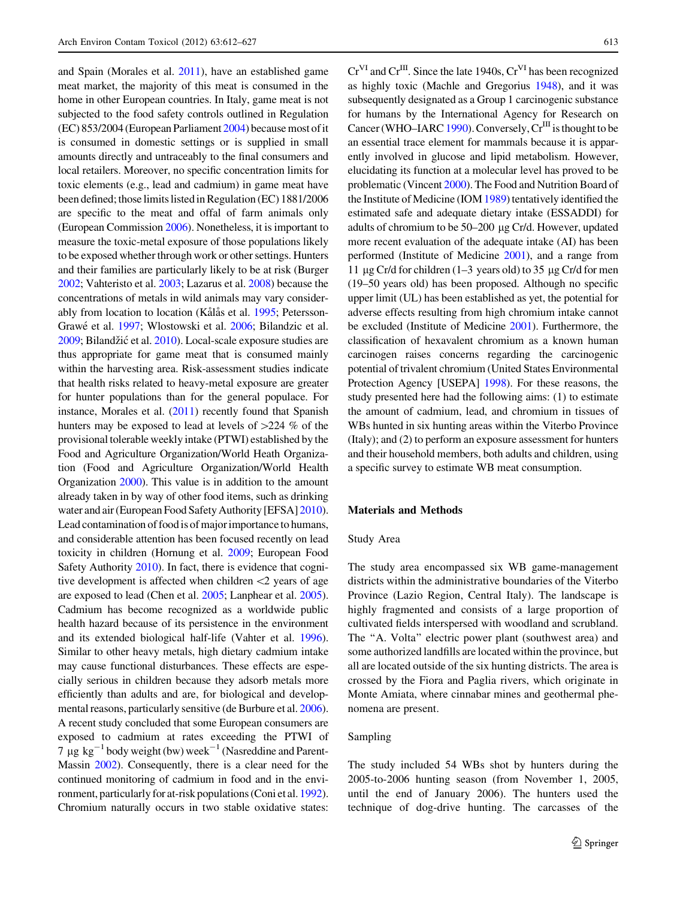and Spain (Morales et al. 2011), have an established game meat market, the majority of this meat is consumed in the home in other European countries. In Italy, game meat is not subjected to the food safety controls outlined in Regulation (EC) 853/2004 (European Parliament 2004) because most of it is consumed in domestic settings or is supplied in small amounts directly and untraceably to the final consumers and local retailers. Moreover, no specific concentration limits for toxic elements (e.g., lead and cadmium) in game meat have been defined; those limits listed in Regulation (EC) 1881/2006 are specific to the meat and offal of farm animals only (European Commission 2006). Nonetheless, it is important to measure the toxic-metal exposure of those populations likely to be exposed whether through work or other settings. Hunters and their families are particularly likely to be at risk (Burger 2002; Vahteristo et al. 2003; Lazarus et al. 2008) because the concentrations of metals in wild animals may vary considerably from location to location (Kålås et al. 1995; Petersson-Grawé et al. 1997; Wlostowski et al. 2006; Bilandzic et al. 2009; Bilandžić et al. 2010). Local-scale exposure studies are thus appropriate for game meat that is consumed mainly within the harvesting area. Risk-assessment studies indicate that health risks related to heavy-metal exposure are greater for hunter populations than for the general populace. For instance, Morales et al. (2011) recently found that Spanish hunters may be exposed to lead at levels of >224 % of the provisional tolerable weekly intake (PTWI) established by the Food and Agriculture Organization/World Heath Organization (Food and Agriculture Organization/World Health Organization 2000). This value is in addition to the amount already taken in by way of other food items, such as drinking water and air (European Food Safety Authority [EFSA] 2010). Lead contamination of food is of major importance to humans, and considerable attention has been focused recently on lead toxicity in children (Hornung et al. 2009; European Food Safety Authority 2010). In fact, there is evidence that cognitive development is affected when children <2 years of age are exposed to lead (Chen et al. 2005; Lanphear et al. 2005). Cadmium has become recognized as a worldwide public health hazard because of its persistence in the environment and its extended biological half-life (Vahter et al. 1996). Similar to other heavy metals, high dietary cadmium intake may cause functional disturbances. These effects are especially serious in children because they adsorb metals more efficiently than adults and are, for biological and developmental reasons, particularly sensitive (de Burbure et al. 2006). A recent study concluded that some European consumers are exposed to cadmium at rates exceeding the PTWI of 7 μg $kg^{-1}$ body weight (bw) $week^{-1}$ (Nasreddine and Parent-Massin 2002). Consequently, there is a clear need for the continued monitoring of cadmium in food and in the environment, particularly for at-risk populations (Coni et al. 1992). Chromium naturally occurs in two stable oxidative states: $Cr^{VI}$ and $Cr^{III}$. Since the late 1940s, $Cr^{VI}$ has been recognized as highly toxic (Machle and Gregorius 1948), and it was subsequently designated as a Group 1 carcinogenic substance for humans by the International Agency for Research on Cancer (WHO–IARC 1990). Conversely, $Cr^{III}$ is thought to be an essential trace element for mammals because it is apparently involved in glucose and lipid metabolism. However, elucidating its function at a molecular level has proved to be problematic (Vincent 2000). The Food and Nutrition Board of the Institute of Medicine (IOM 1989) tentatively identified the estimated safe and adequate dietary intake (ESSADDI) for adults of chromium to be 50–200 μg Cr/d. However, updated more recent evaluation of the adequate intake (AI) has been performed (Institute of Medicine 2001), and a range from 11 μg Cr/d for children (1–3 years old) to 35 μg Cr/d for men (19–50 years old) has been proposed. Although no specific upper limit (UL) has been established as yet, the potential for adverse effects resulting from high chromium intake cannot be excluded (Institute of Medicine 2001). Furthermore, the classification of hexavalent chromium as a known human carcinogen raises concerns regarding the carcinogenic potential of trivalent chromium (United States Environmental Protection Agency [USEPA] 1998). For these reasons, the study presented here had the following aims: (1) to estimate the amount of cadmium, lead, and chromium in tissues of WBs hunted in six hunting areas within the Viterbo Province (Italy); and (2) to perform an exposure assessment for hunters and their household members, both adults and children, using a specific survey to estimate WB meat consumption.

## Materials and Methods

### Study Area

The study area encompassed six WB game-management districts within the administrative boundaries of the Viterbo Province (Lazio Region, Central Italy). The landscape is highly fragmented and consists of a large proportion of cultivated fields interspersed with woodland and scrubland. The "A. Volta" electric power plant (southwest area) and some authorized landfills are located within the province, but all are located outside of the six hunting districts. The area is crossed by the Fiora and Paglia rivers, which originate in Monte Amiata, where cinnabar mines and geothermal phenomena are present.

### Sampling

The study included 54 WBs shot by hunters during the 2005-to-2006 hunting season (from November 1, 2005, until the end of January 2006). The hunters used the technique of dog-drive hunting. The carcasses of the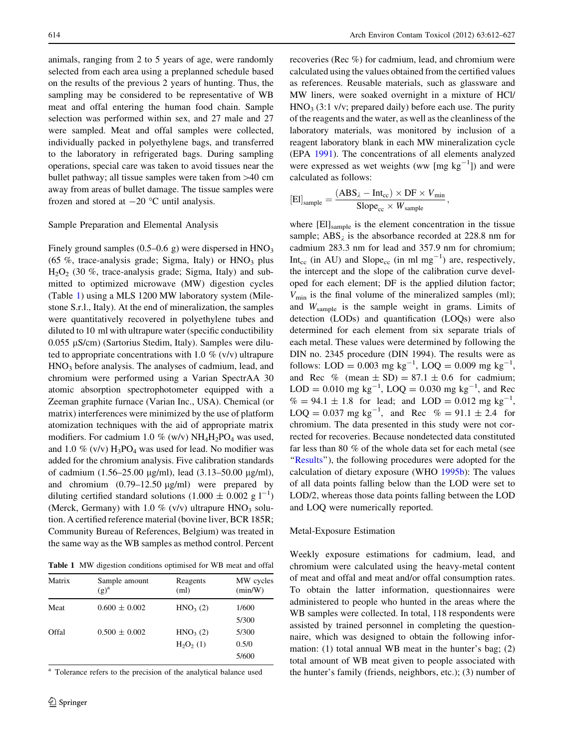animals, ranging from 2 to 5 years of age, were randomly selected from each area using a preplanned schedule based on the results of the previous 2 years of hunting. Thus, the sampling may be considered to be representative of WB meat and offal entering the human food chain. Sample selection was performed within sex, and 27 male and 27 were sampled. Meat and offal samples were collected, individually packed in polyethylene bags, and transferred to the laboratory in refrigerated bags. During sampling operations, special care was taken to avoid tissues near the bullet pathway; all tissue samples were taken from >40 cm away from areas of bullet damage. The tissue samples were frozen and stored at −20 °C until analysis.

### Sample Preparation and Elemental Analysis

Finely ground samples (0.5–0.6 g) were dispersed in $HNO_3$ (65 %, trace-analysis grade; Sigma, Italy) or $HNO_3$ plus $H_2O_2$ (30 %, trace-analysis grade; Sigma, Italy) and submitted to optimized microwave (MW) digestion cycles (Table 1) using a MLS 1200 MW laboratory system (Milestone S.r.l., Italy). At the end of mineralization, the samples were quantitatively recovered in polyethylene tubes and diluted to 10 ml with ultrapure water (specific conductibility 0.055 µS/cm) (Sartorius Stedim, Italy). Samples were diluted to appropriate concentrations with 1.0 % (v/v) ultrapure $HNO_3$ before analysis. The analyses of cadmium, lead, and chromium were performed using a Varian SpectrAA 30 atomic absorption spectrophotometer equipped with a Zeeman graphite furnace (Varian Inc., USA). Chemical (or matrix) interferences were minimized by the use of platform atomization techniques with the aid of appropriate matrix modifiers. For cadmium 1.0 % (w/v) $NH_4H_2PO_4$ was used, and 1.0 % (v/v) $H_3PO_4$ was used for lead. No modifier was added for the chromium analysis. Five calibration standards of cadmium (1.56–25.00 µg/ml), lead (3.13–50.00 µg/ml), and chromium (0.79–12.50 µg/ml) were prepared by diluting certified standard solutions (1.000 ± 0.002 g $l^{-1}$) (Merck, Germany) with 1.0 % (v/v) ultrapure $HNO_3$ solution. A certified reference material (bovine liver, BCR 185R; Community Bureau of References, Belgium) was treated in the same way as the WB samples as method control. Percent recoveries (Rec %) for cadmium, lead, and chromium were calculated using the values obtained from the certified values as references. Reusable materials, such as glassware and MW liners, were soaked overnight in a mixture of HCl/$HNO_3$ (3:1 v/v; prepared daily) before each use. The purity of the reagents and the water, as well as the cleanliness of the laboratory materials, was monitored by inclusion of a reagent laboratory blank in each MW mineralization cycle (EPA 1991). The concentrations of all elements analyzed were expressed as wet weights (ww [mg $kg^{-1}$]) and were calculated as follows:

$$[\mathrm{El}]_{\mathrm{sample}} = \frac{(\mathrm{ABS}_{\lambda} - \mathrm{Int}_{\mathrm{cc}}) \times \mathrm{DF} \times V_{\mathrm{min}}}{\mathrm{Slope}_{\mathrm{cc}} \times W_{\mathrm{sample}}},$$

where $[\mathrm{El}]_{\mathrm{sample}}$ is the element concentration in the tissue sample; $\mathrm{ABS}_{\lambda}$ is the absorbance recorded at 228.8 nm for cadmium 283.3 nm for lead and 357.9 nm for chromium; $\mathrm{Int}_{\mathrm{cc}}$ (in AU) and $\mathrm{Slope}_{\mathrm{cc}}$ (in ml $mg^{-1}$) are, respectively, the intercept and the slope of the calibration curve developed for each element; DF is the applied dilution factor; $V_{\mathrm{min}}$ is the final volume of the mineralized samples (ml); and $W_{\mathrm{sample}}$ is the sample weight in grams. Limits of detection (LODs) and quantification (LOQs) were also determined for each element from six separate trials of each metal. These values were determined by following the DIN no. 2345 procedure (DIN 1994). The results were as follows: LOD = 0.003 mg $kg^{-1}$, LOQ = 0.009 mg $kg^{-1}$, and Rec % (mean ± SD) = 87.1 ± 0.6 for cadmium; LOD = 0.010 mg $kg^{-1}$, LOQ = 0.030 mg $kg^{-1}$, and Rec % = 94.1 ± 1.8 for lead; and LOD = 0.012 mg $kg^{-1}$, LOQ = 0.037 mg $kg^{-1}$, and Rec % = 91.1 ± 2.4 for chromium. The data presented in this study were not corrected for recoveries. Because nondetected data constituted far less than 80 % of the whole data set for each metal (see "Results"), the following procedures were adopted for the calculation of dietary exposure (WHO 1995b): The values of all data points falling below than the LOD were set to LOD/2, whereas those data points falling between the LOD and LOQ were numerically reported.

**Table 1** MW digestion conditions optimised for WB meat and offal

| Matrix | Sample amount (g)[a] | Reagents (ml) | MW cycles (min/W) |
|---|---|---|---|
| Meat | 0.600 ± 0.002 | $HNO_3$ (2) | 1/600 |
| | | | 5/300 |
| Offal | 0.500 ± 0.002 | $HNO_3$ (2) | 5/300 |
| | | $H_2O_2$ (1) | 0.5/0 |
| | | | 5/600 |

[a] Tolerance refers to the precision of the analytical balance used

### Metal-Exposure Estimation

Weekly exposure estimations for cadmium, lead, and chromium were calculated using the heavy-metal content of meat and offal and meat and/or offal consumption rates. To obtain the latter information, questionnaires were administered to people who hunted in the areas where the WB samples were collected. In total, 118 respondents were assisted by trained personnel in completing the questionnaire, which was designed to obtain the following information: (1) total annual WB meat in the hunter's bag; (2) total amount of WB meat given to people associated with the hunter's family (friends, neighbors, etc.); (3) number of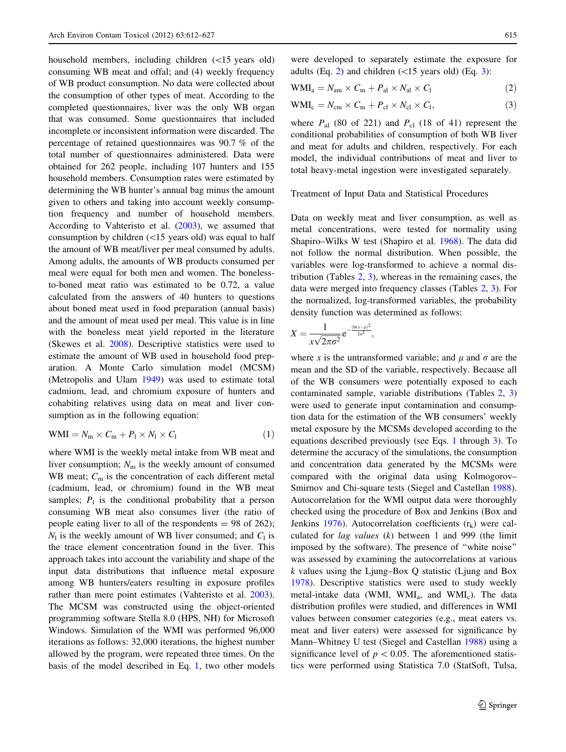household members, including children (<15 years old) consuming WB meat and offal; and (4) weekly frequency of WB product consumption. No data were collected about the consumption of other types of meat. According to the completed questionnaires, liver was the only WB organ that was consumed. Some questionnaires that included incomplete or inconsistent information were discarded. The percentage of retained questionnaires was 90.7 % of the total number of questionnaires administered. Data were obtained for 262 people, including 107 hunters and 155 household members. Consumption rates were estimated by determining the WB hunter's annual bag minus the amount given to others and taking into account weekly consumption frequency and number of household members. According to Vahteristo et al. (2003), we assumed that consumption by children (<15 years old) was equal to half the amount of WB meat/liver per meal consumed by adults. Among adults, the amounts of WB products consumed per meal were equal for both men and women. The boneless-to-boned meat ratio was estimated to be 0.72, a value calculated from the answers of 40 hunters to questions about boned meat used in food preparation (annual basis) and the amount of meat used per meal. This value is in line with the boneless meat yield reported in the literature (Skewes et al. 2008). Descriptive statistics were used to estimate the amount of WB used in household food preparation. A Monte Carlo simulation model (MCSM) (Metropolis and Ulam 1949) was used to estimate total cadmium, lead, and chromium exposure of hunters and cohabiting relatives using data on meat and liver consumption as in the following equation:

$$\mathrm{WMI} = N_{\mathrm{m}} \times C_{\mathrm{m}} + P_{\mathrm{l}} \times N_{\mathrm{l}} \times C_{\mathrm{l}} \qquad (1)$$

where WMI is the weekly metal intake from WB meat and liver consumption; $N_m$ is the weekly amount of consumed WB meat; $C_m$ is the concentration of each different metal (cadmium, lead, or chromium) found in the WB meat samples; $P_l$ is the conditional probability that a person consuming WB meat also consumes liver (the ratio of people eating liver to all of the respondents = 98 of 262); $N_l$ is the weekly amount of WB liver consumed; and $C_l$ is the trace element concentration found in the liver. This approach takes into account the variability and shape of the input data distributions that influence metal exposure among WB hunters/eaters resulting in exposure profiles rather than mere point estimates (Vahteristo et al. 2003). The MCSM was constructed using the object-oriented programming software Stella 8.0 (HPS, NH) for Microsoft Windows. Simulation of the WMI was performed 96,000 iterations as follows: 32,000 iterations, the highest number allowed by the program, were repeated three times. On the basis of the model described in Eq. 1, two other models were developed to separately estimate the exposure for adults (Eq. 2) and children (<15 years old) (Eq. 3):

$$\mathrm{WMI_a} = N_{\mathrm{am}} \times C_{\mathrm{m}} + P_{\mathrm{al}} \times N_{\mathrm{al}} \times C_{\mathrm{l}} \qquad (2)$$

$$\mathrm{WMI_c} = N_{\mathrm{cm}} \times C_{\mathrm{m}} + P_{\mathrm{cl}} \times N_{\mathrm{cl}} \times C_{\mathrm{l}}, \qquad (3)$$

where $P_{al}$ (80 of 221) and $P_{cl}$ (18 of 41) represent the conditional probabilities of consumption of both WB liver and meat for adults and children, respectively. For each model, the individual contributions of meat and liver to total heavy-metal ingestion were investigated separately.

## Treatment of Input Data and Statistical Procedures

Data on weekly meat and liver consumption, as well as metal concentrations, were tested for normality using Shapiro–Wilks W test (Shapiro et al. 1968). The data did not follow the normal distribution. When possible, the variables were log-transformed to achieve a normal distribution (Tables 2, 3), whereas in the remaining cases, the data were merged into frequency classes (Tables 2, 3). For the normalized, log-transformed variables, the probability density function was determined as follows:

$$X = \frac{1}{x\sqrt{2\pi\sigma^2}} e^{-\frac{(\ln x - \mu)^2}{2\sigma^2}},$$

where $x$ is the untransformed variable; and $\mu$ and $\sigma$ are the mean and the SD of the variable, respectively. Because all of the WB consumers were potentially exposed to each contaminated sample, variable distributions (Tables 2, 3) were used to generate input contamination and consumption data for the estimation of the WB consumers' weekly metal exposure by the MCSMs developed according to the equations described previously (see Eqs. 1 through 3). To determine the accuracy of the simulations, the consumption and concentration data generated by the MCSMs were compared with the original data using Kolmogorov–Smirnov and Chi-square tests (Siegel and Castellan 1988). Autocorrelation for the WMI output data were thoroughly checked using the procedure of Box and Jenkins (Box and Jenkins 1976). Autocorrelation coefficients ($r_k$) were calculated for *lag values* ($k$) between 1 and 999 (the limit imposed by the software). The presence of "white noise" was assessed by examining the autocorrelations at various $k$ values using the Ljung–Box Q statistic (Ljung and Box 1978). Descriptive statistics were used to study weekly metal-intake data (WMI, $\mathrm{WMI_a}$, and $\mathrm{WMI_c}$). The data distribution profiles were studied, and differences in WMI values between consumer categories (e.g., meat eaters vs. meat and liver eaters) were assessed for significance by Mann–Whitney U test (Siegel and Castellan 1988) using a significance level of $p < 0.05$. The aforementioned statistics were performed using Statistica 7.0 (StatSoft, Tulsa,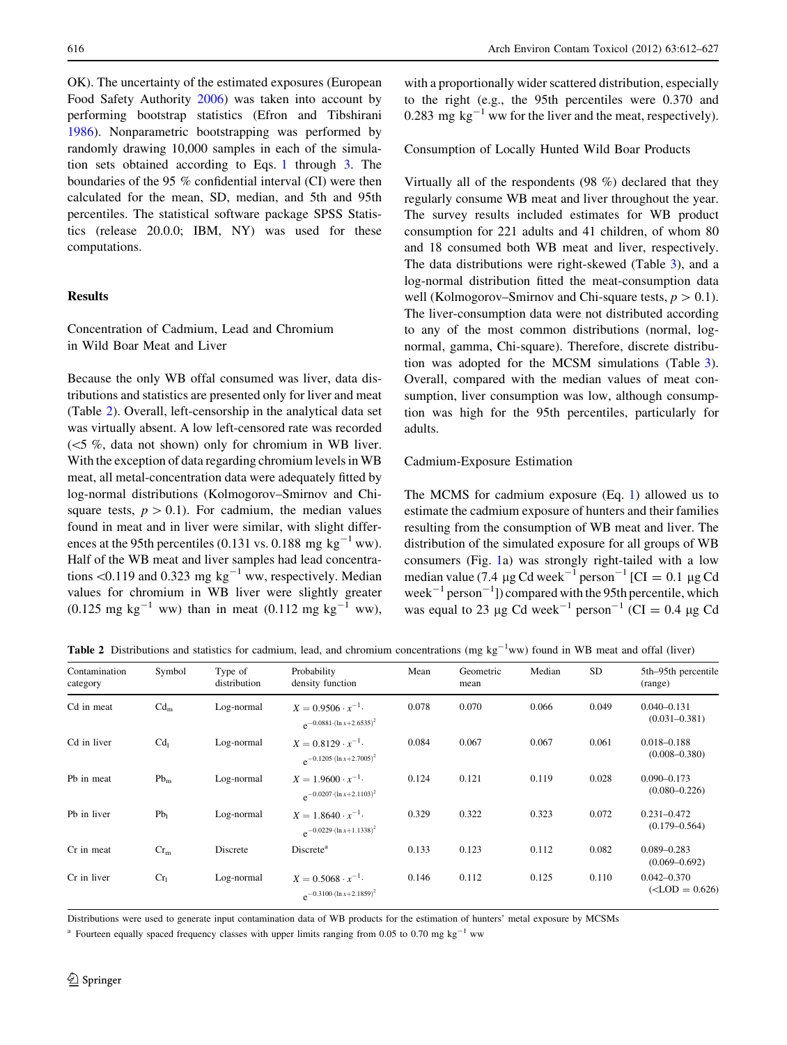OK). The uncertainty of the estimated exposures (European Food Safety Authority 2006) was taken into account by performing bootstrap statistics (Efron and Tibshirani 1986). Nonparametric bootstrapping was performed by randomly drawing 10,000 samples in each of the simulation sets obtained according to Eqs. 1 through 3. The boundaries of the 95 % confidential interval (CI) were then calculated for the mean, SD, median, and 5th and 95th percentiles. The statistical software package SPSS Statistics (release 20.0.0; IBM, NY) was used for these computations.

## Results

### Concentration of Cadmium, Lead and Chromium in Wild Boar Meat and Liver

Because the only WB offal consumed was liver, data distributions and statistics are presented only for liver and meat (Table 2). Overall, left-censorship in the analytical data set was virtually absent. A low left-censored rate was recorded (<5 %, data not shown) only for chromium in WB liver. With the exception of data regarding chromium levels in WB meat, all metal-concentration data were adequately fitted by log-normal distributions (Kolmogorov–Smirnov and Chi-square tests, $p > 0.1$). For cadmium, the median values found in meat and in liver were similar, with slight differences at the 95th percentiles (0.131 vs. 0.188 mg $kg^{-1}$ ww). Half of the WB meat and liver samples had lead concentrations <0.119 and 0.323 mg $kg^{-1}$ ww, respectively. Median values for chromium in WB liver were slightly greater (0.125 mg $kg^{-1}$ ww) than in meat (0.112 mg $kg^{-1}$ ww), with a proportionally wider scattered distribution, especially to the right (e.g., the 95th percentiles were 0.370 and 0.283 mg $kg^{-1}$ ww for the liver and the meat, respectively).

### Consumption of Locally Hunted Wild Boar Products

Virtually all of the respondents (98 %) declared that they regularly consume WB meat and liver throughout the year. The survey results included estimates for WB product consumption for 221 adults and 41 children, of whom 80 and 18 consumed both WB meat and liver, respectively. The data distributions were right-skewed (Table 3), and a log-normal distribution fitted the meat-consumption data well (Kolmogorov–Smirnov and Chi-square tests, $p > 0.1$). The liver-consumption data were not distributed according to any of the most common distributions (normal, log-normal, gamma, Chi-square). Therefore, discrete distribution was adopted for the MCSM simulations (Table 3). Overall, compared with the median values of meat consumption, liver consumption was low, although consumption was high for the 95th percentiles, particularly for adults.

### Cadmium-Exposure Estimation

The MCMS for cadmium exposure (Eq. 1) allowed us to estimate the cadmium exposure of hunters and their families resulting from the consumption of WB meat and liver. The distribution of the simulated exposure for all groups of WB consumers (Fig. 1a) was strongly right-tailed with a low median value (7.4 µg Cd $week^{-1}$ $person^{-1}$ [CI = 0.1 µg Cd $week^{-1}$ $person^{-1}$]) compared with the 95th percentile, which was equal to 23 µg Cd $week^{-1}$ $person^{-1}$ (CI = 0.4 µg Cd

**Table 2** Distributions and statistics for cadmium, lead, and chromium concentrations (mg $kg^{-1}$ww) found in WB meat and offal (liver)

| Contamination category | Symbol | Type of distribution | Probability density function | Mean | Geometric mean | Median | SD | 5th–95th percentile (range) |
|---|---|---|---|---|---|---|---|---|
| Cd in meat | $Cd_m$ | Log-normal | $X = 0.9506 \cdot x^{-1} \cdot e^{-0.0881 \cdot (\ln x + 2.6535)^2}$ | 0.078 | 0.070 | 0.066 | 0.049 | 0.040–0.131 (0.031–0.381) |
| Cd in liver | $Cd_l$ | Log-normal | $X = 0.8129 \cdot x^{-1} \cdot e^{-0.1205 \cdot (\ln x + 2.7005)^2}$ | 0.084 | 0.067 | 0.067 | 0.061 | 0.018–0.188 (0.008–0.380) |
| Pb in meat | $Pb_m$ | Log-normal | $X = 1.9600 \cdot x^{-1} \cdot e^{-0.0207 \cdot (\ln x + 2.1103)^2}$ | 0.124 | 0.121 | 0.119 | 0.028 | 0.090–0.173 (0.080–0.226) |
| Pb in liver | $Pb_l$ | Log-normal | $X = 1.8640 \cdot x^{-1} \cdot e^{-0.0229 \cdot (\ln x + 1.1338)^2}$ | 0.329 | 0.322 | 0.323 | 0.072 | 0.231–0.472 (0.179–0.564) |
| Cr in meat | $Cr_m$ | Discrete | Discrete[a] | 0.133 | 0.123 | 0.112 | 0.082 | 0.089–0.283 (0.069–0.692) |
| Cr in liver | $Cr_l$ | Log-normal | $X = 0.5068 \cdot x^{-1} \cdot e^{-0.3100 \cdot (\ln x + 2.1859)^2}$ | 0.146 | 0.112 | 0.125 | 0.110 | 0.042–0.370 (<LOD = 0.626) |

Distributions were used to generate input contamination data of WB products for the estimation of hunters' metal exposure by MCSMs

[a] Fourteen equally spaced frequency classes with upper limits ranging from 0.05 to 0.70 mg $kg^{-1}$ ww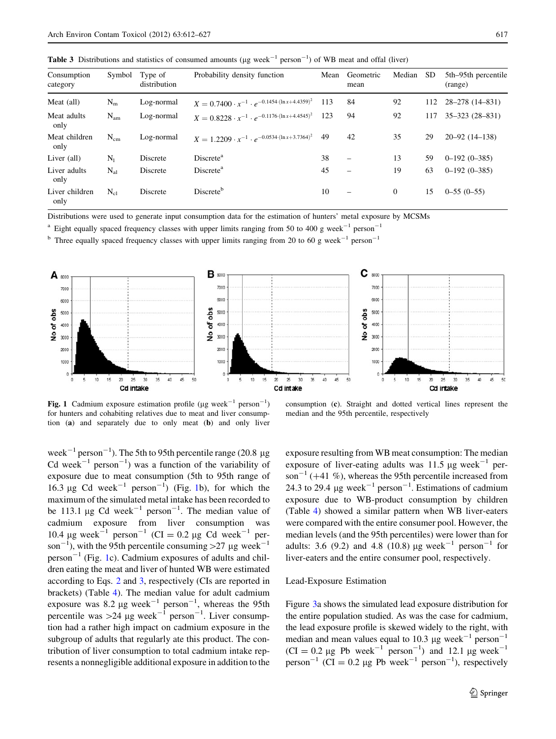**Table 3** Distributions and statistics of consumed amounts (μg week$^{-1}$ person$^{-1}$) of WB meat and offal (liver)

| Consumption category | Symbol | Type of distribution | Probability density function | Mean | Geometric mean | Median | SD | 5th–95th percentile (range) |
|---|---|---|---|---|---|---|---|---|
| Meat (all) | $N_m$ | Log-normal | $X = 0.7400 \cdot x^{-1} \cdot e^{-0.1454 \cdot (\ln x + 4.4359)^2}$ | 113 | 84 | 92 | 112 | 28–278 (14–831) |
| Meat adults only | $N_{am}$ | Log-normal | $X = 0.8228 \cdot x^{-1} \cdot e^{-0.1176 \cdot (\ln x + 4.4545)^2}$ | 123 | 94 | 92 | 117 | 35–323 (28–831) |
| Meat children only | $N_{cm}$ | Log-normal | $X = 1.2209 \cdot x^{-1} \cdot e^{-0.0534 \cdot (\ln x + 3.7364)^2}$ | 49 | 42 | 35 | 29 | 20–92 (14–138) |
| Liver (all) | $N_l$ | Discrete | Discrete[a] | 38 | – | 13 | 59 | 0–192 (0–385) |
| Liver adults only | $N_{al}$ | Discrete | Discrete[a] | 45 | – | 19 | 63 | 0–192 (0–385) |
| Liver children only | $N_{cl}$ | Discrete | Discrete[b] | 10 | – | 0 | 15 | 0–55 (0–55) |

Distributions were used to generate input consumption data for the estimation of hunters' metal exposure by MCSMs

[a] Eight equally spaced frequency classes with upper limits ranging from 50 to 400 g week$^{-1}$ person$^{-1}$

[b] Three equally spaced frequency classes with upper limits ranging from 20 to 60 g week$^{-1}$ person$^{-1}$

**Fig. 1** Cadmium exposure estimation profile (μg week$^{-1}$ person$^{-1}$) for hunters and cohabiting relatives due to meat and liver consumption (**a**) and separately due to only meat (**b**) and only liver consumption (**c**). Straight and dotted vertical lines represent the median and the 95th percentile, respectively

week$^{-1}$ person$^{-1}$). The 5th to 95th percentile range (20.8 μg Cd week$^{-1}$ person$^{-1}$) was a function of the variability of exposure due to meat consumption (5th to 95th range of 16.3 μg Cd week$^{-1}$ person$^{-1}$) (Fig. 1b), for which the maximum of the simulated metal intake has been recorded to be 113.1 μg Cd week$^{-1}$ person$^{-1}$. The median value of cadmium exposure from liver consumption was 10.4 μg week$^{-1}$ person$^{-1}$ (CI = 0.2 μg Cd week$^{-1}$ person$^{-1}$), with the 95th percentile consuming >27 μg week$^{-1}$ person$^{-1}$ (Fig. 1c). Cadmium exposures of adults and children eating the meat and liver of hunted WB were estimated according to Eqs. 2 and 3, respectively (CIs are reported in brackets) (Table 4). The median value for adult cadmium exposure was 8.2 μg week$^{-1}$ person$^{-1}$, whereas the 95th percentile was >24 μg week$^{-1}$ person$^{-1}$. Liver consumption had a rather high impact on cadmium exposure in the subgroup of adults that regularly ate this product. The contribution of liver consumption to total cadmium intake represents a nonnegligible additional exposure in addition to the exposure resulting from WB meat consumption: The median exposure of liver-eating adults was 11.5 μg week$^{-1}$ person$^{-1}$ (+41 %), whereas the 95th percentile increased from 24.3 to 29.4 μg week$^{-1}$ person$^{-1}$. Estimations of cadmium exposure due to WB-product consumption by children (Table 4) showed a similar pattern when WB liver-eaters were compared with the entire consumer pool. However, the median levels (and the 95th percentiles) were lower than for adults: 3.6 (9.2) and 4.8 (10.8) μg week$^{-1}$ person$^{-1}$ for liver-eaters and the entire consumer pool, respectively.

### Lead-Exposure Estimation

Figure 3a shows the simulated lead exposure distribution for the entire population studied. As was the case for cadmium, the lead exposure profile is skewed widely to the right, with median and mean values equal to 10.3 μg week$^{-1}$ person$^{-1}$ (CI = 0.2 μg Pb week$^{-1}$ person$^{-1}$) and 12.1 μg week$^{-1}$ person$^{-1}$ (CI = 0.2 μg Pb week$^{-1}$ person$^{-1}$), respectively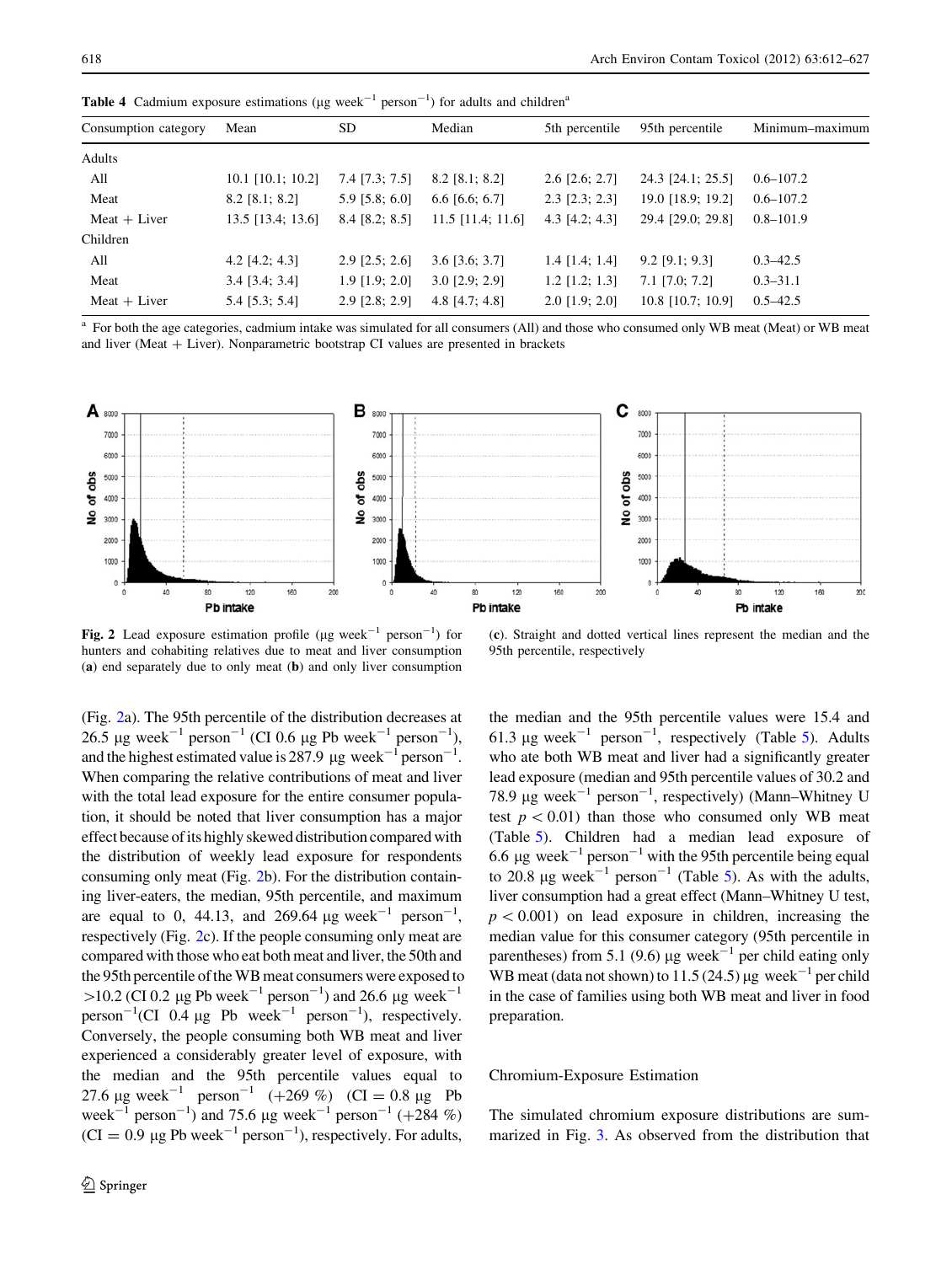**Table 4** Cadmium exposure estimations (μg week$^{-1}$ person$^{-1}$) for adults and children[a]

| Consumption category | Mean | SD | Median | 5th percentile | 95th percentile | Minimum–maximum |
|---|---|---|---|---|---|---|
| Adults | | | | | | |
| All | 10.1 [10.1; 10.2] | 7.4 [7.3; 7.5] | 8.2 [8.1; 8.2] | 2.6 [2.6; 2.7] | 24.3 [24.1; 25.5] | 0.6–107.2 |
| Meat | 8.2 [8.1; 8.2] | 5.9 [5.8; 6.0] | 6.6 [6.6; 6.7] | 2.3 [2.3; 2.3] | 19.0 [18.9; 19.2] | 0.6–107.2 |
| Meat + Liver | 13.5 [13.4; 13.6] | 8.4 [8.2; 8.5] | 11.5 [11.4; 11.6] | 4.3 [4.2; 4.3] | 29.4 [29.0; 29.8] | 0.8–101.9 |
| Children | | | | | | |
| All | 4.2 [4.2; 4.3] | 2.9 [2.5; 2.6] | 3.6 [3.6; 3.7] | 1.4 [1.4; 1.4] | 9.2 [9.1; 9.3] | 0.3–42.5 |
| Meat | 3.4 [3.4; 3.4] | 1.9 [1.9; 2.0] | 3.0 [2.9; 2.9] | 1.2 [1.2; 1.3] | 7.1 [7.0; 7.2] | 0.3–31.1 |
| Meat + Liver | 5.4 [5.3; 5.4] | 2.9 [2.8; 2.9] | 4.8 [4.7; 4.8] | 2.0 [1.9; 2.0] | 10.8 [10.7; 10.9] | 0.5–42.5 |

[a] For both the age categories, cadmium intake was simulated for all consumers (All) and those who consumed only WB meat (Meat) or WB meat and liver (Meat + Liver). Nonparametric bootstrap CI values are presented in brackets

**Fig. 2** Lead exposure estimation profile (μg week$^{-1}$ person$^{-1}$) for hunters and cohabiting relatives due to meat and liver consumption (**a**) end separately due to only meat (**b**) and only liver consumption (**c**). Straight and dotted vertical lines represent the median and the 95th percentile, respectively

(Fig. 2a). The 95th percentile of the distribution decreases at 26.5 μg week$^{-1}$ person$^{-1}$ (CI 0.6 μg Pb week$^{-1}$ person$^{-1}$), and the highest estimated value is 287.9 μg week$^{-1}$ person$^{-1}$. When comparing the relative contributions of meat and liver with the total lead exposure for the entire consumer population, it should be noted that liver consumption has a major effect because of its highly skewed distribution compared with the distribution of weekly lead exposure for respondents consuming only meat (Fig. 2b). For the distribution containing liver-eaters, the median, 95th percentile, and maximum are equal to 0, 44.13, and 269.64 μg week$^{-1}$ person$^{-1}$, respectively (Fig. 2c). If the people consuming only meat are compared with those who eat both meat and liver, the 50th and the 95th percentile of the WB meat consumers were exposed to >10.2 (CI 0.2 μg Pb week$^{-1}$ person$^{-1}$) and 26.6 μg week$^{-1}$ person$^{-1}$(CI 0.4 μg Pb week$^{-1}$ person$^{-1}$), respectively. Conversely, the people consuming both WB meat and liver experienced a considerably greater level of exposure, with the median and the 95th percentile values equal to 27.6 μg week$^{-1}$ person$^{-1}$ (+269 %) (CI = 0.8 μg Pb week$^{-1}$ person$^{-1}$) and 75.6 μg week$^{-1}$ person$^{-1}$ (+284 %) (CI = 0.9 μg Pb week$^{-1}$ person$^{-1}$), respectively. For adults, the median and the 95th percentile values were 15.4 and 61.3 μg week$^{-1}$ person$^{-1}$, respectively (Table 5). Adults who ate both WB meat and liver had a significantly greater lead exposure (median and 95th percentile values of 30.2 and 78.9 μg week$^{-1}$ person$^{-1}$, respectively) (Mann–Whitney U test $p < 0.01$) than those who consumed only WB meat (Table 5). Children had a median lead exposure of 6.6 μg week$^{-1}$ person$^{-1}$ with the 95th percentile being equal to 20.8 μg week$^{-1}$ person$^{-1}$ (Table 5). As with the adults, liver consumption had a great effect (Mann–Whitney U test, $p < 0.001$) on lead exposure in children, increasing the median value for this consumer category (95th percentile in parentheses) from 5.1 (9.6) μg week$^{-1}$ per child eating only WB meat (data not shown) to 11.5 (24.5) μg week$^{-1}$ per child in the case of families using both WB meat and liver in food preparation.

## Chromium-Exposure Estimation

The simulated chromium exposure distributions are summarized in Fig. 3. As observed from the distribution that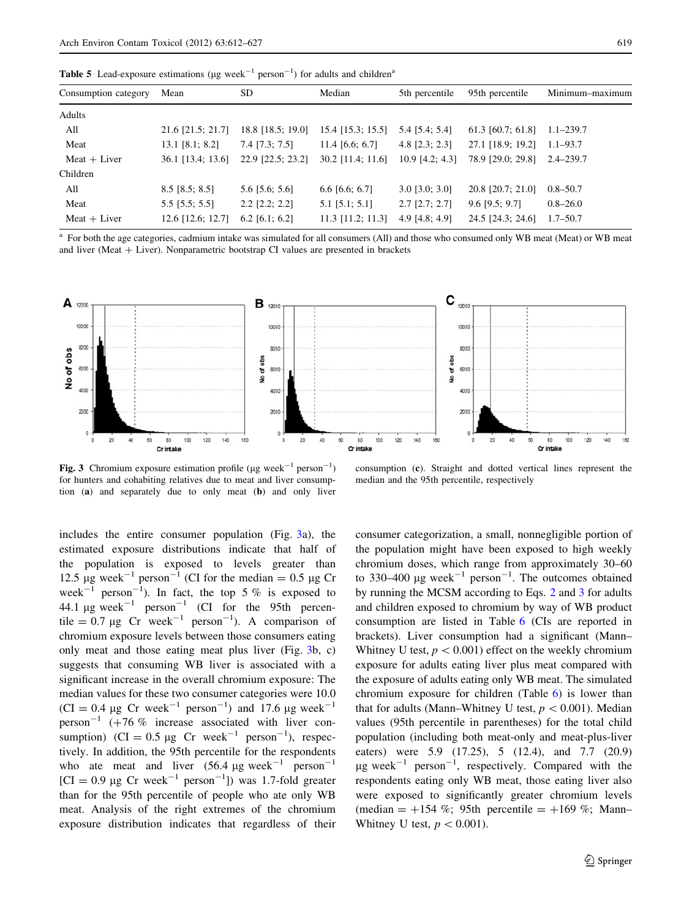**Table 5** Lead-exposure estimations (μg week$^{-1}$ person$^{-1}$) for adults and children[a]

| Consumption category | Mean | SD | Median | 5th percentile | 95th percentile | Minimum–maximum |
|---|---|---|---|---|---|---|
| Adults | | | | | | |
| All | 21.6 [21.5; 21.7] | 18.8 [18.5; 19.0] | 15.4 [15.3; 15.5] | 5.4 [5.4; 5.4] | 61.3 [60.7; 61.8] | 1.1–239.7 |
| Meat | 13.1 [8.1; 8.2] | 7.4 [7.3; 7.5] | 11.4 [6.6; 6.7] | 4.8 [2.3; 2.3] | 27.1 [18.9; 19.2] | 1.1–93.7 |
| Meat + Liver | 36.1 [13.4; 13.6] | 22.9 [22.5; 23.2] | 30.2 [11.4; 11.6] | 10.9 [4.2; 4.3] | 78.9 [29.0; 29.8] | 2.4–239.7 |
| Children | | | | | | |
| All | 8.5 [8.5; 8.5] | 5.6 [5.6; 5.6] | 6.6 [6.6; 6.7] | 3.0 [3.0; 3.0] | 20.8 [20.7; 21.0] | 0.8–50.7 |
| Meat | 5.5 [5.5; 5.5] | 2.2 [2.2; 2.2] | 5.1 [5.1; 5.1] | 2.7 [2.7; 2.7] | 9.6 [9.5; 9.7] | 0.8–26.0 |
| Meat + Liver | 12.6 [12.6; 12.7] | 6.2 [6.1; 6.2] | 11.3 [11.2; 11.3] | 4.9 [4.8; 4.9] | 24.5 [24.3; 24.6] | 1.7–50.7 |

[a] For both the age categories, cadmium intake was simulated for all consumers (All) and those who consumed only WB meat (Meat) or WB meat and liver (Meat + Liver). Nonparametric bootstrap CI values are presented in brackets

**Fig. 3** Chromium exposure estimation profile (μg week$^{-1}$ person$^{-1}$) for hunters and cohabiting relatives due to meat and liver consumption (**a**) and separately due to only meat (**b**) and only liver consumption (**c**). Straight and dotted vertical lines represent the median and the 95th percentile, respectively

includes the entire consumer population (Fig. 3a), the estimated exposure distributions indicate that half of the population is exposed to levels greater than 12.5 μg week$^{-1}$ person$^{-1}$ (CI for the median = 0.5 μg Cr week$^{-1}$ person$^{-1}$). In fact, the top 5 % is exposed to 44.1 μg week$^{-1}$ person$^{-1}$ (CI for the 95th percentile = 0.7 μg Cr week$^{-1}$ person$^{-1}$). A comparison of chromium exposure levels between those consumers eating only meat and those eating meat plus liver (Fig. 3b, c) suggests that consuming WB liver is associated with a significant increase in the overall chromium exposure: The median values for these two consumer categories were 10.0 (CI = 0.4 μg Cr week$^{-1}$ person$^{-1}$) and 17.6 μg week$^{-1}$ person$^{-1}$ (+76 % increase associated with liver consumption) (CI = 0.5 μg Cr week$^{-1}$ person$^{-1}$), respectively. In addition, the 95th percentile for the respondents who ate meat and liver (56.4 μg week$^{-1}$ person$^{-1}$ [CI = 0.9 μg Cr week$^{-1}$ person$^{-1}$]) was 1.7-fold greater than for the 95th percentile of people who ate only WB meat. Analysis of the right extremes of the chromium exposure distribution indicates that regardless of their consumer categorization, a small, nonnegligible portion of the population might have been exposed to high weekly chromium doses, which range from approximately 30–60 to 330–400 μg week$^{-1}$ person$^{-1}$. The outcomes obtained by running the MCSM according to Eqs. 2 and 3 for adults and children exposed to chromium by way of WB product consumption are listed in Table 6 (CIs are reported in brackets). Liver consumption had a significant (Mann–Whitney U test, $p < 0.001$) effect on the weekly chromium exposure for adults eating liver plus meat compared with the exposure of adults eating only WB meat. The simulated chromium exposure for children (Table 6) is lower than that for adults (Mann–Whitney U test, $p < 0.001$). Median values (95th percentile in parentheses) for the total child population (including both meat-only and meat-plus-liver eaters) were 5.9 (17.25), 5 (12.4), and 7.7 (20.9) μg week$^{-1}$ person$^{-1}$, respectively. Compared with the respondents eating only WB meat, those eating liver also were exposed to significantly greater chromium levels (median = +154 %; 95th percentile = +169 %; Mann–Whitney U test, $p < 0.001$).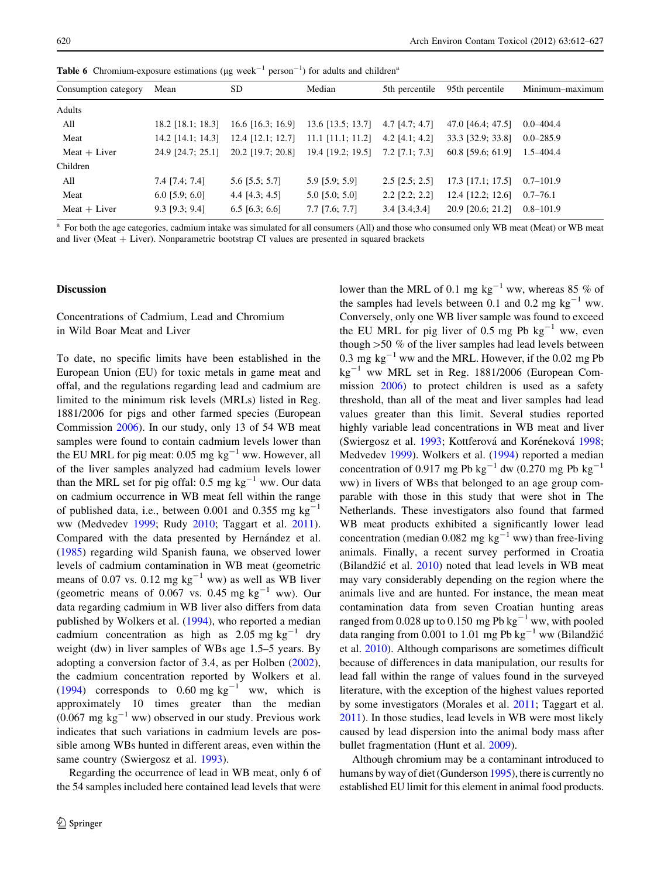**Table 6** Chromium-exposure estimations (μg week$^{-1}$ person$^{-1}$) for adults and children[a]

| Consumption category | Mean | SD | Median | 5th percentile | 95th percentile | Minimum–maximum |
|---|---|---|---|---|---|---|
| Adults | | | | | | |
| All | 18.2 [18.1; 18.3] | 16.6 [16.3; 16.9] | 13.6 [13.5; 13.7] | 4.7 [4.7; 4.7] | 47.0 [46.4; 47.5] | 0.0–404.4 |
| Meat | 14.2 [14.1; 14.3] | 12.4 [12.1; 12.7] | 11.1 [11.1; 11.2] | 4.2 [4.1; 4.2] | 33.3 [32.9; 33.8] | 0.0–285.9 |
| Meat + Liver | 24.9 [24.7; 25.1] | 20.2 [19.7; 20.8] | 19.4 [19.2; 19.5] | 7.2 [7.1; 7.3] | 60.8 [59.6; 61.9] | 1.5–404.4 |
| Children | | | | | | |
| All | 7.4 [7.4; 7.4] | 5.6 [5.5; 5.7] | 5.9 [5.9; 5.9] | 2.5 [2.5; 2.5] | 17.3 [17.1; 17.5] | 0.7–101.9 |
| Meat | 6.0 [5.9; 6.0] | 4.4 [4.3; 4.5] | 5.0 [5.0; 5.0] | 2.2 [2.2; 2.2] | 12.4 [12.2; 12.6] | 0.7–76.1 |
| Meat + Liver | 9.3 [9.3; 9.4] | 6.5 [6.3; 6.6] | 7.7 [7.6; 7.7] | 3.4 [3.4;3.4] | 20.9 [20.6; 21.2] | 0.8–101.9 |

[a] For both the age categories, cadmium intake was simulated for all consumers (All) and those who consumed only WB meat (Meat) or WB meat and liver (Meat + Liver). Nonparametric bootstrap CI values are presented in squared brackets

## Discussion

### Concentrations of Cadmium, Lead and Chromium in Wild Boar Meat and Liver

To date, no specific limits have been established in the European Union (EU) for toxic metals in game meat and offal, and the regulations regarding lead and cadmium are limited to the minimum risk levels (MRLs) listed in Reg. 1881/2006 for pigs and other farmed species (European Commission 2006). In our study, only 13 of 54 WB meat samples were found to contain cadmium levels lower than the EU MRL for pig meat: 0.05 mg kg$^{-1}$ ww. However, all of the liver samples analyzed had cadmium levels lower than the MRL set for pig offal: 0.5 mg kg$^{-1}$ ww. Our data on cadmium occurrence in WB meat fell within the range of published data, i.e., between 0.001 and 0.355 mg kg$^{-1}$ ww (Medvedev 1999; Rudy 2010; Taggart et al. 2011). Compared with the data presented by Hernández et al. (1985) regarding wild Spanish fauna, we observed lower levels of cadmium contamination in WB meat (geometric means of 0.07 vs. 0.12 mg kg$^{-1}$ ww) as well as WB liver (geometric means of 0.067 vs. 0.45 mg kg$^{-1}$ ww). Our data regarding cadmium in WB liver also differs from data published by Wolkers et al. (1994), who reported a median cadmium concentration as high as 2.05 mg kg$^{-1}$ dry weight (dw) in liver samples of WBs age 1.5–5 years. By adopting a conversion factor of 3.4, as per Holben (2002), the cadmium concentration reported by Wolkers et al. (1994) corresponds to 0.60 mg kg$^{-1}$ ww, which is approximately 10 times greater than the median (0.067 mg kg$^{-1}$ ww) observed in our study. Previous work indicates that such variations in cadmium levels are possible among WBs hunted in different areas, even within the same country (Swiergosz et al. 1993).

Regarding the occurrence of lead in WB meat, only 6 of the 54 samples included here contained lead levels that were lower than the MRL of 0.1 mg kg$^{-1}$ ww, whereas 85 % of the samples had levels between 0.1 and 0.2 mg kg$^{-1}$ ww. Conversely, only one WB liver sample was found to exceed the EU MRL for pig liver of 0.5 mg Pb kg$^{-1}$ ww, even though >50 % of the liver samples had lead levels between 0.3 mg kg$^{-1}$ ww and the MRL. However, if the 0.02 mg Pb kg$^{-1}$ ww MRL set in Reg. 1881/2006 (European Commission 2006) to protect children is used as a safety threshold, than all of the meat and liver samples had lead values greater than this limit. Several studies reported highly variable lead concentrations in WB meat and liver (Swiergosz et al. 1993; Kottferová and Koréneková 1998; Medvedev 1999). Wolkers et al. (1994) reported a median concentration of 0.917 mg Pb kg$^{-1}$ dw (0.270 mg Pb kg$^{-1}$ ww) in livers of WBs that belonged to an age group comparable with those in this study that were shot in The Netherlands. These investigators also found that farmed WB meat products exhibited a significantly lower lead concentration (median 0.082 mg kg$^{-1}$ ww) than free-living animals. Finally, a recent survey performed in Croatia (Bilandžić et al. 2010) noted that lead levels in WB meat may vary considerably depending on the region where the animals live and are hunted. For instance, the mean meat contamination data from seven Croatian hunting areas ranged from 0.028 up to 0.150 mg Pb kg$^{-1}$ ww, with pooled data ranging from 0.001 to 1.01 mg Pb kg$^{-1}$ ww (Bilandžić et al. 2010). Although comparisons are sometimes difficult because of differences in data manipulation, our results for lead fall within the range of values found in the surveyed literature, with the exception of the highest values reported by some investigators (Morales et al. 2011; Taggart et al. 2011). In those studies, lead levels in WB were most likely caused by lead dispersion into the animal body mass after bullet fragmentation (Hunt et al. 2009).

Although chromium may be a contaminant introduced to humans by way of diet (Gunderson 1995), there is currently no established EU limit for this element in animal food products.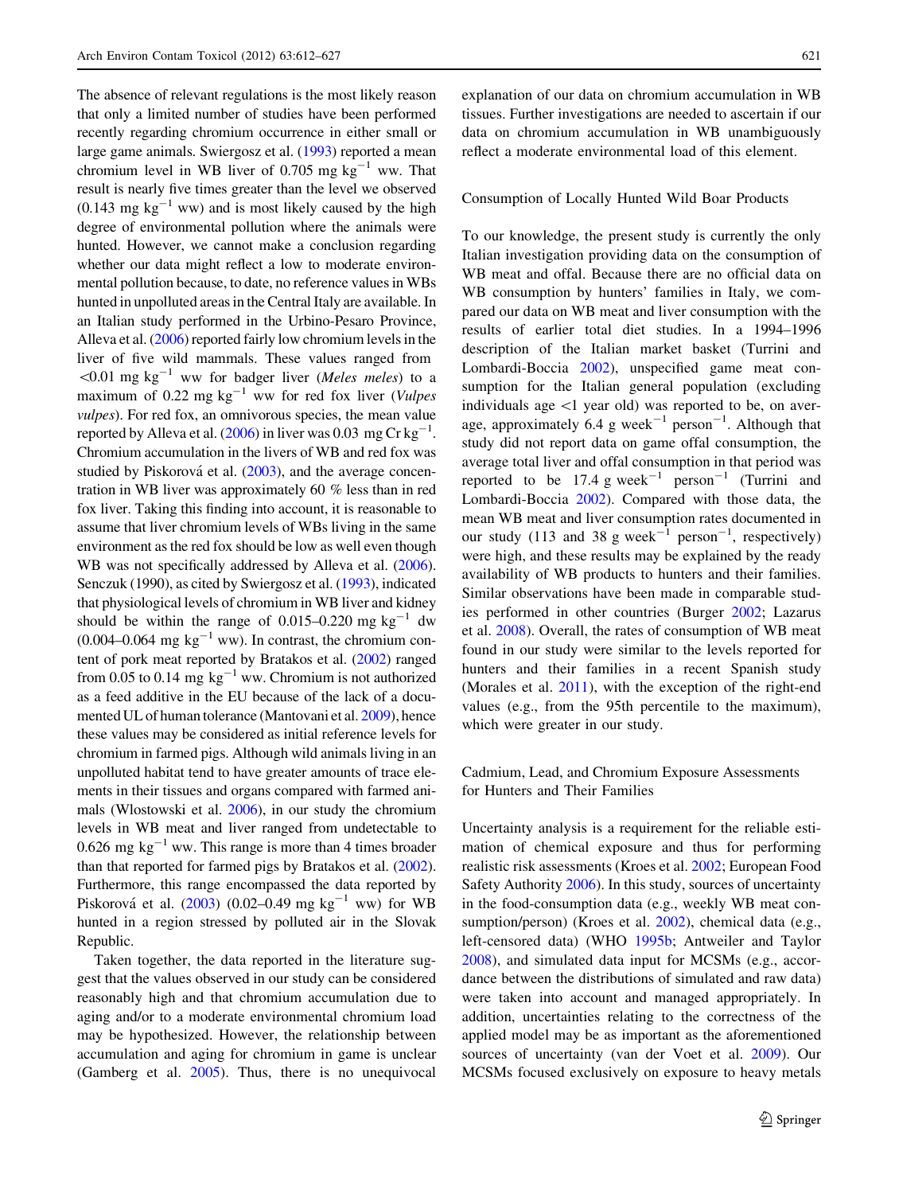The absence of relevant regulations is the most likely reason that only a limited number of studies have been performed recently regarding chromium occurrence in either small or large game animals. Swiergosz et al. (1993) reported a mean chromium level in WB liver of 0.705 mg $kg^{-1}$ ww. That result is nearly five times greater than the level we observed (0.143 mg $kg^{-1}$ ww) and is most likely caused by the high degree of environmental pollution where the animals were hunted. However, we cannot make a conclusion regarding whether our data might reflect a low to moderate environmental pollution because, to date, no reference values in WBs hunted in unpolluted areas in the Central Italy are available. In an Italian study performed in the Urbino-Pesaro Province, Alleva et al. (2006) reported fairly low chromium levels in the liver of five wild mammals. These values ranged from <0.01 mg $kg^{-1}$ ww for badger liver (*Meles meles*) to a maximum of 0.22 mg $kg^{-1}$ ww for red fox liver (*Vulpes vulpes*). For red fox, an omnivorous species, the mean value reported by Alleva et al. (2006) in liver was 0.03 mg Cr $kg^{-1}$. Chromium accumulation in the livers of WB and red fox was studied by Piskorová et al. (2003), and the average concentration in WB liver was approximately 60 % less than in red fox liver. Taking this finding into account, it is reasonable to assume that liver chromium levels of WBs living in the same environment as the red fox should be low as well even though WB was not specifically addressed by Alleva et al. (2006). Senczuk (1990), as cited by Swiergosz et al. (1993), indicated that physiological levels of chromium in WB liver and kidney should be within the range of 0.015–0.220 mg $kg^{-1}$ dw (0.004–0.064 mg $kg^{-1}$ ww). In contrast, the chromium content of pork meat reported by Bratakos et al. (2002) ranged from 0.05 to 0.14 mg $kg^{-1}$ ww. Chromium is not authorized as a feed additive in the EU because of the lack of a documented UL of human tolerance (Mantovani et al. 2009), hence these values may be considered as initial reference levels for chromium in farmed pigs. Although wild animals living in an unpolluted habitat tend to have greater amounts of trace elements in their tissues and organs compared with farmed animals (Wlostowski et al. 2006), in our study the chromium levels in WB meat and liver ranged from undetectable to 0.626 mg $kg^{-1}$ ww. This range is more than 4 times broader than that reported for farmed pigs by Bratakos et al. (2002). Furthermore, this range encompassed the data reported by Piskorová et al. (2003) (0.02–0.49 mg $kg^{-1}$ ww) for WB hunted in a region stressed by polluted air in the Slovak Republic.

Taken together, the data reported in the literature suggest that the values observed in our study can be considered reasonably high and that chromium accumulation due to aging and/or to a moderate environmental chromium load may be hypothesized. However, the relationship between accumulation and aging for chromium in game is unclear (Gamberg et al. 2005). Thus, there is no unequivocal explanation of our data on chromium accumulation in WB tissues. Further investigations are needed to ascertain if our data on chromium accumulation in WB unambiguously reflect a moderate environmental load of this element.

## Consumption of Locally Hunted Wild Boar Products

To our knowledge, the present study is currently the only Italian investigation providing data on the consumption of WB meat and offal. Because there are no official data on WB consumption by hunters' families in Italy, we compared our data on WB meat and liver consumption with the results of earlier total diet studies. In a 1994–1996 description of the Italian market basket (Turrini and Lombardi-Boccia 2002), unspecified game meat consumption for the Italian general population (excluding individuals age <1 year old) was reported to be, on average, approximately 6.4 g $week^{-1}$ $person^{-1}$. Although that study did not report data on game offal consumption, the average total liver and offal consumption in that period was reported to be 17.4 g $week^{-1}$ $person^{-1}$ (Turrini and Lombardi-Boccia 2002). Compared with those data, the mean WB meat and liver consumption rates documented in our study (113 and 38 g $week^{-1}$ $person^{-1}$, respectively) were high, and these results may be explained by the ready availability of WB products to hunters and their families. Similar observations have been made in comparable studies performed in other countries (Burger 2002; Lazarus et al. 2008). Overall, the rates of consumption of WB meat found in our study were similar to the levels reported for hunters and their families in a recent Spanish study (Morales et al. 2011), with the exception of the right-end values (e.g., from the 95th percentile to the maximum), which were greater in our study.

## Cadmium, Lead, and Chromium Exposure Assessments for Hunters and Their Families

Uncertainty analysis is a requirement for the reliable estimation of chemical exposure and thus for performing realistic risk assessments (Kroes et al. 2002; European Food Safety Authority 2006). In this study, sources of uncertainty in the food-consumption data (e.g., weekly WB meat consumption/person) (Kroes et al. 2002), chemical data (e.g., left-censored data) (WHO 1995b; Antweiler and Taylor 2008), and simulated data input for MCSMs (e.g., accordance between the distributions of simulated and raw data) were taken into account and managed appropriately. In addition, uncertainties relating to the correctness of the applied model may be as important as the aforementioned sources of uncertainty (van der Voet et al. 2009). Our MCSMs focused exclusively on exposure to heavy metals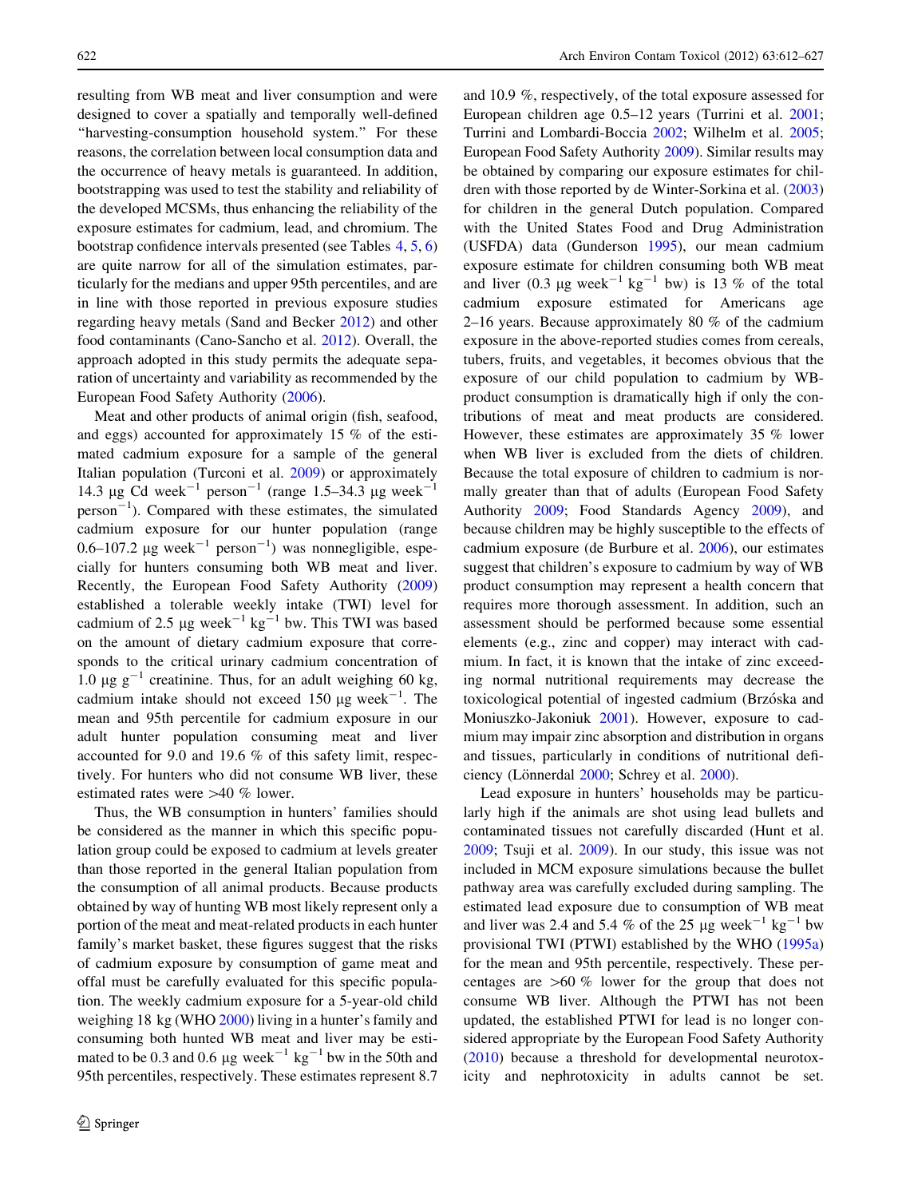resulting from WB meat and liver consumption and were designed to cover a spatially and temporally well-defined "harvesting-consumption household system." For these reasons, the correlation between local consumption data and the occurrence of heavy metals is guaranteed. In addition, bootstrapping was used to test the stability and reliability of the developed MCSMs, thus enhancing the reliability of the exposure estimates for cadmium, lead, and chromium. The bootstrap confidence intervals presented (see Tables 4, 5, 6) are quite narrow for all of the simulation estimates, particularly for the medians and upper 95th percentiles, and are in line with those reported in previous exposure studies regarding heavy metals (Sand and Becker 2012) and other food contaminants (Cano-Sancho et al. 2012). Overall, the approach adopted in this study permits the adequate separation of uncertainty and variability as recommended by the European Food Safety Authority (2006).

Meat and other products of animal origin (fish, seafood, and eggs) accounted for approximately 15 % of the estimated cadmium exposure for a sample of the general Italian population (Turconi et al. 2009) or approximately 14.3 μg Cd week$^{-1}$ person$^{-1}$ (range 1.5–34.3 μg week$^{-1}$ person$^{-1}$). Compared with these estimates, the simulated cadmium exposure for our hunter population (range 0.6–107.2 μg week$^{-1}$ person$^{-1}$) was nonnegligible, especially for hunters consuming both WB meat and liver. Recently, the European Food Safety Authority (2009) established a tolerable weekly intake (TWI) level for cadmium of 2.5 μg week$^{-1}$ kg$^{-1}$ bw. This TWI was based on the amount of dietary cadmium exposure that corresponds to the critical urinary cadmium concentration of 1.0 μg g$^{-1}$ creatinine. Thus, for an adult weighing 60 kg, cadmium intake should not exceed 150 μg week$^{-1}$. The mean and 95th percentile for cadmium exposure in our adult hunter population consuming meat and liver accounted for 9.0 and 19.6 % of this safety limit, respectively. For hunters who did not consume WB liver, these estimated rates were >40 % lower.

Thus, the WB consumption in hunters' families should be considered as the manner in which this specific population group could be exposed to cadmium at levels greater than those reported in the general Italian population from the consumption of all animal products. Because products obtained by way of hunting WB most likely represent only a portion of the meat and meat-related products in each hunter family's market basket, these figures suggest that the risks of cadmium exposure by consumption of game meat and offal must be carefully evaluated for this specific population. The weekly cadmium exposure for a 5-year-old child weighing 18 kg (WHO 2000) living in a hunter's family and consuming both hunted WB meat and liver may be estimated to be 0.3 and 0.6 μg week$^{-1}$ kg$^{-1}$ bw in the 50th and 95th percentiles, respectively. These estimates represent 8.7 and 10.9 %, respectively, of the total exposure assessed for European children age 0.5–12 years (Turrini et al. 2001; Turrini and Lombardi-Boccia 2002; Wilhelm et al. 2005; European Food Safety Authority 2009). Similar results may be obtained by comparing our exposure estimates for children with those reported by de Winter-Sorkina et al. (2003) for children in the general Dutch population. Compared with the United States Food and Drug Administration (USFDA) data (Gunderson 1995), our mean cadmium exposure estimate for children consuming both WB meat and liver (0.3 μg week$^{-1}$ kg$^{-1}$ bw) is 13 % of the total cadmium exposure estimated for Americans age 2–16 years. Because approximately 80 % of the cadmium exposure in the above-reported studies comes from cereals, tubers, fruits, and vegetables, it becomes obvious that the exposure of our child population to cadmium by WB-product consumption is dramatically high if only the contributions of meat and meat products are considered. However, these estimates are approximately 35 % lower when WB liver is excluded from the diets of children. Because the total exposure of children to cadmium is normally greater than that of adults (European Food Safety Authority 2009; Food Standards Agency 2009), and because children may be highly susceptible to the effects of cadmium exposure (de Burbure et al. 2006), our estimates suggest that children's exposure to cadmium by way of WB product consumption may represent a health concern that requires more thorough assessment. In addition, such an assessment should be performed because some essential elements (e.g., zinc and copper) may interact with cadmium. In fact, it is known that the intake of zinc exceeding normal nutritional requirements may decrease the toxicological potential of ingested cadmium (Brzóska and Moniuszko-Jakoniuk 2001). However, exposure to cadmium may impair zinc absorption and distribution in organs and tissues, particularly in conditions of nutritional deficiency (Lönnerdal 2000; Schrey et al. 2000).

Lead exposure in hunters' households may be particularly high if the animals are shot using lead bullets and contaminated tissues not carefully discarded (Hunt et al. 2009; Tsuji et al. 2009). In our study, this issue was not included in MCM exposure simulations because the bullet pathway area was carefully excluded during sampling. The estimated lead exposure due to consumption of WB meat and liver was 2.4 and 5.4 % of the 25 μg week$^{-1}$ kg$^{-1}$ bw provisional TWI (PTWI) established by the WHO (1995a) for the mean and 95th percentile, respectively. These percentages are >60 % lower for the group that does not consume WB liver. Although the PTWI has not been updated, the established PTWI for lead is no longer considered appropriate by the European Food Safety Authority (2010) because a threshold for developmental neurotoxicity and nephrotoxicity in adults cannot be set.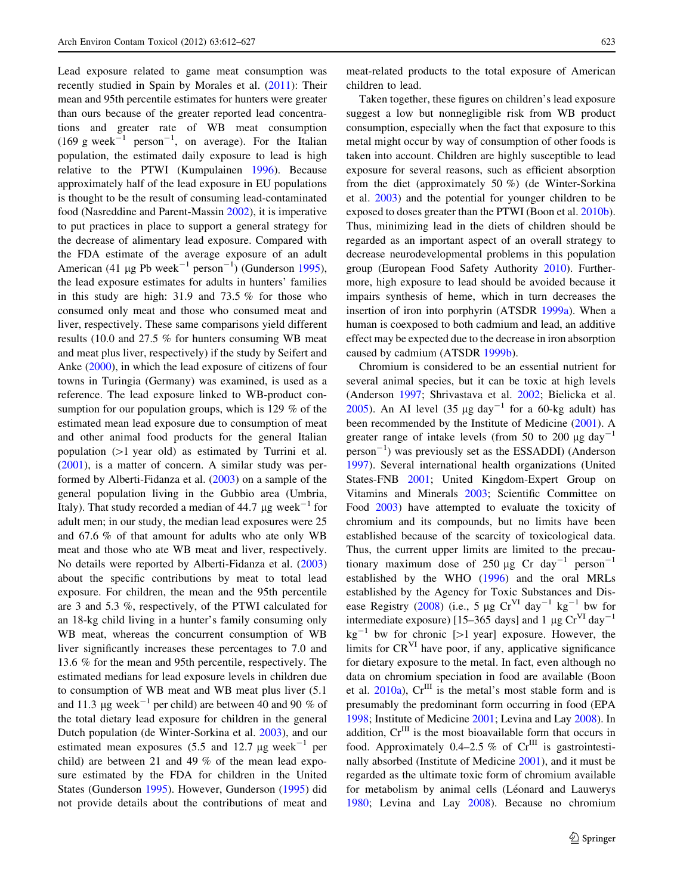Lead exposure related to game meat consumption was recently studied in Spain by Morales et al. (2011): Their mean and 95th percentile estimates for hunters were greater than ours because of the greater reported lead concentrations and greater rate of WB meat consumption (169 g week$^{-1}$ person$^{-1}$, on average). For the Italian population, the estimated daily exposure to lead is high relative to the PTWI (Kumpulainen 1996). Because approximately half of the lead exposure in EU populations is thought to be the result of consuming lead-contaminated food (Nasreddine and Parent-Massin 2002), it is imperative to put practices in place to support a general strategy for the decrease of alimentary lead exposure. Compared with the FDA estimate of the average exposure of an adult American (41 μg Pb week$^{-1}$ person$^{-1}$) (Gunderson 1995), the lead exposure estimates for adults in hunters' families in this study are high: 31.9 and 73.5 % for those who consumed only meat and those who consumed meat and liver, respectively. These same comparisons yield different results (10.0 and 27.5 % for hunters consuming WB meat and meat plus liver, respectively) if the study by Seifert and Anke (2000), in which the lead exposure of citizens of four towns in Turingia (Germany) was examined, is used as a reference. The lead exposure linked to WB-product consumption for our population groups, which is 129 % of the estimated mean lead exposure due to consumption of meat and other animal food products for the general Italian population (>1 year old) as estimated by Turrini et al. (2001), is a matter of concern. A similar study was performed by Alberti-Fidanza et al. (2003) on a sample of the general population living in the Gubbio area (Umbria, Italy). That study recorded a median of 44.7 μg week$^{-1}$ for adult men; in our study, the median lead exposures were 25 and 67.6 % of that amount for adults who ate only WB meat and those who ate WB meat and liver, respectively. No details were reported by Alberti-Fidanza et al. (2003) about the specific contributions by meat to total lead exposure. For children, the mean and the 95th percentile are 3 and 5.3 %, respectively, of the PTWI calculated for an 18-kg child living in a hunter's family consuming only WB meat, whereas the concurrent consumption of WB liver significantly increases these percentages to 7.0 and 13.6 % for the mean and 95th percentile, respectively. The estimated medians for lead exposure levels in children due to consumption of WB meat and WB meat plus liver (5.1 and 11.3 μg week$^{-1}$ per child) are between 40 and 90 % of the total dietary lead exposure for children in the general Dutch population (de Winter-Sorkina et al. 2003), and our estimated mean exposures (5.5 and 12.7 μg week$^{-1}$ per child) are between 21 and 49 % of the mean lead exposure estimated by the FDA for children in the United States (Gunderson 1995). However, Gunderson (1995) did not provide details about the contributions of meat and meat-related products to the total exposure of American children to lead.

Taken together, these figures on children's lead exposure suggest a low but nonnegligible risk from WB product consumption, especially when the fact that exposure to this metal might occur by way of consumption of other foods is taken into account. Children are highly susceptible to lead exposure for several reasons, such as efficient absorption from the diet (approximately 50 %) (de Winter-Sorkina et al. 2003) and the potential for younger children to be exposed to doses greater than the PTWI (Boon et al. 2010b). Thus, minimizing lead in the diets of children should be regarded as an important aspect of an overall strategy to decrease neurodevelopmental problems in this population group (European Food Safety Authority 2010). Furthermore, high exposure to lead should be avoided because it impairs synthesis of heme, which in turn decreases the insertion of iron into porphyrin (ATSDR 1999a). When a human is coexposed to both cadmium and lead, an additive effect may be expected due to the decrease in iron absorption caused by cadmium (ATSDR 1999b).

Chromium is considered to be an essential nutrient for several animal species, but it can be toxic at high levels (Anderson 1997; Shrivastava et al. 2002; Bielicka et al. 2005). An AI level (35 μg day$^{-1}$ for a 60-kg adult) has been recommended by the Institute of Medicine (2001). A greater range of intake levels (from 50 to 200 μg day$^{-1}$ person$^{-1}$) was previously set as the ESSADDI) (Anderson 1997). Several international health organizations (United States-FNB 2001; United Kingdom-Expert Group on Vitamins and Minerals 2003; Scientific Committee on Food 2003) have attempted to evaluate the toxicity of chromium and its compounds, but no limits have been established because of the scarcity of toxicological data. Thus, the current upper limits are limited to the precautionary maximum dose of 250 μg Cr day$^{-1}$ person$^{-1}$ established by the WHO (1996) and the oral MRLs established by the Agency for Toxic Substances and Disease Registry (2008) (i.e., 5 μg $Cr^{VI}$ day$^{-1}$ kg$^{-1}$ bw for intermediate exposure) [15–365 days] and 1 μg $Cr^{VI}$ day$^{-1}$ kg$^{-1}$ bw for chronic [>1 year] exposure. However, the limits for $CR^{VI}$ have poor, if any, applicative significance for dietary exposure to the metal. In fact, even although no data on chromium speciation in food are available (Boon et al. 2010a), $Cr^{III}$ is the metal's most stable form and is presumably the predominant form occurring in food (EPA 1998; Institute of Medicine 2001; Levina and Lay 2008). In addition, $Cr^{III}$ is the most bioavailable form that occurs in food. Approximately 0.4–2.5 % of $Cr^{III}$ is gastrointestinally absorbed (Institute of Medicine 2001), and it must be regarded as the ultimate toxic form of chromium available for metabolism by animal cells (Léonard and Lauwerys 1980; Levina and Lay 2008). Because no chromium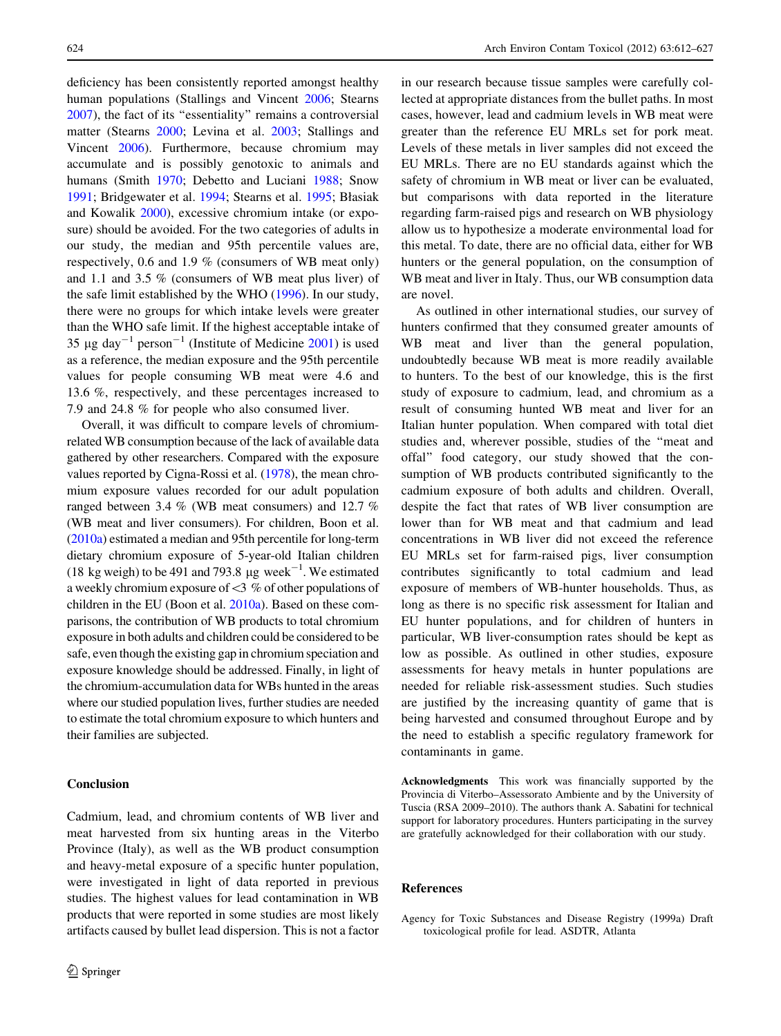deficiency has been consistently reported amongst healthy human populations (Stallings and Vincent 2006; Stearns 2007), the fact of its "essentiality" remains a controversial matter (Stearns 2000; Levina et al. 2003; Stallings and Vincent 2006). Furthermore, because chromium may accumulate and is possibly genotoxic to animals and humans (Smith 1970; Debetto and Luciani 1988; Snow 1991; Bridgewater et al. 1994; Stearns et al. 1995; Błasiak and Kowalik 2000), excessive chromium intake (or exposure) should be avoided. For the two categories of adults in our study, the median and 95th percentile values are, respectively, 0.6 and 1.9 % (consumers of WB meat only) and 1.1 and 3.5 % (consumers of WB meat plus liver) of the safe limit established by the WHO (1996). In our study, there were no groups for which intake levels were greater than the WHO safe limit. If the highest acceptable intake of 35 μg $day^{-1}$ $person^{-1}$ (Institute of Medicine 2001) is used as a reference, the median exposure and the 95th percentile values for people consuming WB meat were 4.6 and 13.6 %, respectively, and these percentages increased to 7.9 and 24.8 % for people who also consumed liver.

Overall, it was difficult to compare levels of chromium-related WB consumption because of the lack of available data gathered by other researchers. Compared with the exposure values reported by Cigna-Rossi et al. (1978), the mean chromium exposure values recorded for our adult population ranged between 3.4 % (WB meat consumers) and 12.7 % (WB meat and liver consumers). For children, Boon et al. (2010a) estimated a median and 95th percentile for long-term dietary chromium exposure of 5-year-old Italian children (18 kg weigh) to be 491 and 793.8 μg $week^{-1}$. We estimated a weekly chromium exposure of <3 % of other populations of children in the EU (Boon et al. 2010a). Based on these comparisons, the contribution of WB products to total chromium exposure in both adults and children could be considered to be safe, even though the existing gap in chromium speciation and exposure knowledge should be addressed. Finally, in light of the chromium-accumulation data for WBs hunted in the areas where our studied population lives, further studies are needed to estimate the total chromium exposure to which hunters and their families are subjected.

## Conclusion

Cadmium, lead, and chromium contents of WB liver and meat harvested from six hunting areas in the Viterbo Province (Italy), as well as the WB product consumption and heavy-metal exposure of a specific hunter population, were investigated in light of data reported in previous studies. The highest values for lead contamination in WB products that were reported in some studies are most likely artifacts caused by bullet lead dispersion. This is not a factor in our research because tissue samples were carefully collected at appropriate distances from the bullet paths. In most cases, however, lead and cadmium levels in WB meat were greater than the reference EU MRLs set for pork meat. Levels of these metals in liver samples did not exceed the EU MRLs. There are no EU standards against which the safety of chromium in WB meat or liver can be evaluated, but comparisons with data reported in the literature regarding farm-raised pigs and research on WB physiology allow us to hypothesize a moderate environmental load for this metal. To date, there are no official data, either for WB hunters or the general population, on the consumption of WB meat and liver in Italy. Thus, our WB consumption data are novel.

As outlined in other international studies, our survey of hunters confirmed that they consumed greater amounts of WB meat and liver than the general population, undoubtedly because WB meat is more readily available to hunters. To the best of our knowledge, this is the first study of exposure to cadmium, lead, and chromium as a result of consuming hunted WB meat and liver for an Italian hunter population. When compared with total diet studies and, wherever possible, studies of the "meat and offal" food category, our study showed that the consumption of WB products contributed significantly to the cadmium exposure of both adults and children. Overall, despite the fact that rates of WB liver consumption are lower than for WB meat and that cadmium and lead concentrations in WB liver did not exceed the reference EU MRLs set for farm-raised pigs, liver consumption contributes significantly to total cadmium and lead exposure of members of WB-hunter households. Thus, as long as there is no specific risk assessment for Italian and EU hunter populations, and for children of hunters in particular, WB liver-consumption rates should be kept as low as possible. As outlined in other studies, exposure assessments for heavy metals in hunter populations are needed for reliable risk-assessment studies. Such studies are justified by the increasing quantity of game that is being harvested and consumed throughout Europe and by the need to establish a specific regulatory framework for contaminants in game.

**Acknowledgments** This work was financially supported by the Provincia di Viterbo–Assessorato Ambiente and by the University of Tuscia (RSA 2009–2010). The authors thank A. Sabatini for technical support for laboratory procedures. Hunters participating in the survey are gratefully acknowledged for their collaboration with our study.

## References

Agency for Toxic Substances and Disease Registry (1999a) Draft toxicological profile for lead. ASDTR, Atlanta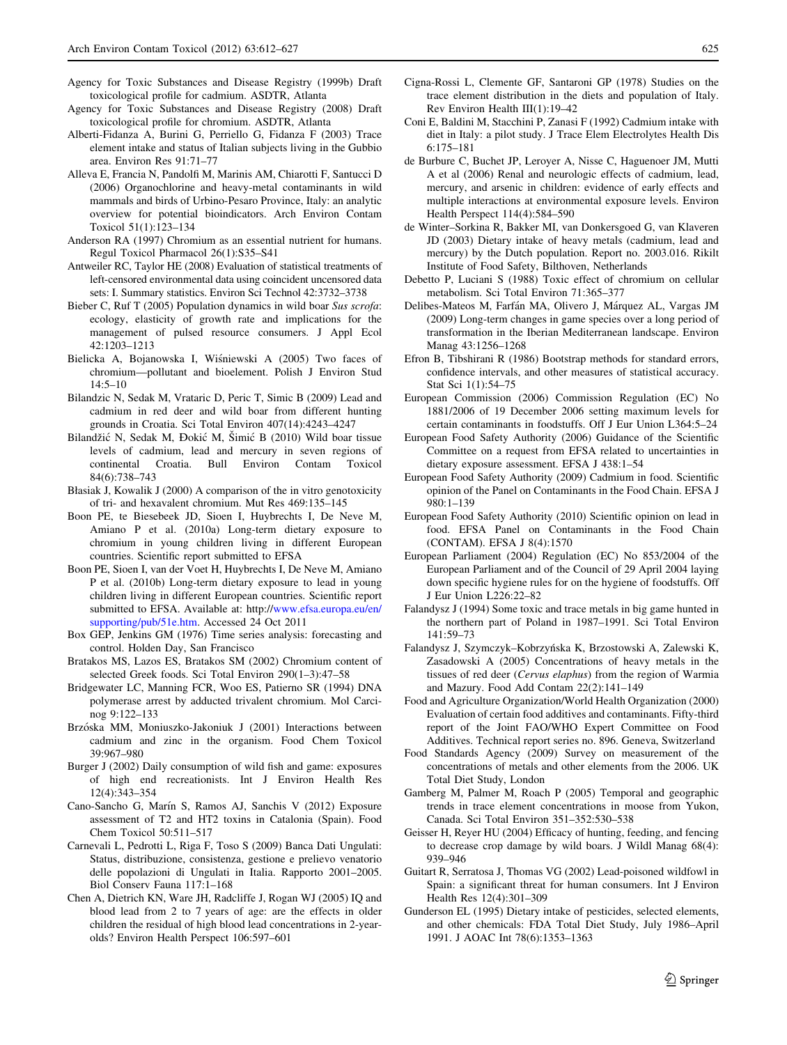Agency for Toxic Substances and Disease Registry (1999b) Draft toxicological profile for cadmium. ASDTR, Atlanta

Agency for Toxic Substances and Disease Registry (2008) Draft toxicological profile for chromium. ASDTR, Atlanta

Alberti-Fidanza A, Burini G, Perriello G, Fidanza F (2003) Trace element intake and status of Italian subjects living in the Gubbio area. Environ Res 91:71–77

Alleva E, Francia N, Pandolfi M, Marinis AM, Chiarotti F, Santucci D (2006) Organochlorine and heavy-metal contaminants in wild mammals and birds of Urbino-Pesaro Province, Italy: an analytic overview for potential bioindicators. Arch Environ Contam Toxicol 51(1):123–134

Anderson RA (1997) Chromium as an essential nutrient for humans. Regul Toxicol Pharmacol 26(1):S35–S41

Antweiler RC, Taylor HE (2008) Evaluation of statistical treatments of left-censored environmental data using coincident uncensored data sets: I. Summary statistics. Environ Sci Technol 42:3732–3738

Bieber C, Ruf T (2005) Population dynamics in wild boar *Sus scrofa*: ecology, elasticity of growth rate and implications for the management of pulsed resource consumers. J Appl Ecol 42:1203–1213

Bielicka A, Bojanowska I, Wiśniewski A (2005) Two faces of chromium—pollutant and bioelement. Polish J Environ Stud 14:5–10

Bilandzic N, Sedak M, Vrataric D, Peric T, Simic B (2009) Lead and cadmium in red deer and wild boar from different hunting grounds in Croatia. Sci Total Environ 407(14):4243–4247

Bilandžić N, Sedak M, Đokić M, Šimić B (2010) Wild boar tissue levels of cadmium, lead and mercury in seven regions of continental Croatia. Bull Environ Contam Toxicol 84(6):738–743

Błasiak J, Kowalik J (2000) A comparison of the in vitro genotoxicity of tri- and hexavalent chromium. Mut Res 469:135–145

Boon PE, te Biesebeek JD, Sioen I, Huybrechts I, De Neve M, Amiano P et al. (2010a) Long-term dietary exposure to chromium in young children living in different European countries. Scientific report submitted to EFSA

Boon PE, Sioen I, van der Voet H, Huybrechts I, De Neve M, Amiano P et al. (2010b) Long-term dietary exposure to lead in young children living in different European countries. Scientific report submitted to EFSA. Available at: http://www.efsa.europa.eu/en/supporting/pub/51e.htm. Accessed 24 Oct 2011

Box GEP, Jenkins GM (1976) Time series analysis: forecasting and control. Holden Day, San Francisco

Bratakos MS, Lazos ES, Bratakos SM (2002) Chromium content of selected Greek foods. Sci Total Environ 290(1–3):47–58

Bridgewater LC, Manning FCR, Woo ES, Patierno SR (1994) DNA polymerase arrest by adducted trivalent chromium. Mol Carcinog 9:122–133

Brzóska MM, Moniuszko-Jakoniuk J (2001) Interactions between cadmium and zinc in the organism. Food Chem Toxicol 39:967–980

Burger J (2002) Daily consumption of wild fish and game: exposures of high end recreationists. Int J Environ Health Res 12(4):343–354

Cano-Sancho G, Marín S, Ramos AJ, Sanchis V (2012) Exposure assessment of T2 and HT2 toxins in Catalonia (Spain). Food Chem Toxicol 50:511–517

Carnevali L, Pedrotti L, Riga F, Toso S (2009) Banca Dati Ungulati: Status, distribuzione, consistenza, gestione e prelievo venatorio delle popolazioni di Ungulati in Italia. Rapporto 2001–2005. Biol Conserv Fauna 117:1–168

Chen A, Dietrich KN, Ware JH, Radcliffe J, Rogan WJ (2005) IQ and blood lead from 2 to 7 years of age: are the effects in older children the residual of high blood lead concentrations in 2-year-olds? Environ Health Perspect 106:597–601

Cigna-Rossi L, Clemente GF, Santaroni GP (1978) Studies on the trace element distribution in the diets and population of Italy. Rev Environ Health III(1):19–42

Coni E, Baldini M, Stacchini P, Zanasi F (1992) Cadmium intake with diet in Italy: a pilot study. J Trace Elem Electrolytes Health Dis 6:175–181

de Burbure C, Buchet JP, Leroyer A, Nisse C, Haguenoer JM, Mutti A et al (2006) Renal and neurologic effects of cadmium, lead, mercury, and arsenic in children: evidence of early effects and multiple interactions at environmental exposure levels. Environ Health Perspect 114(4):584–590

de Winter–Sorkina R, Bakker MI, van Donkersgoed G, van Klaveren JD (2003) Dietary intake of heavy metals (cadmium, lead and mercury) by the Dutch population. Report no. 2003.016. Rikilt Institute of Food Safety, Bilthoven, Netherlands

Debetto P, Luciani S (1988) Toxic effect of chromium on cellular metabolism. Sci Total Environ 71:365–377

Delibes-Mateos M, Farfán MA, Olivero J, Márquez AL, Vargas JM (2009) Long-term changes in game species over a long period of transformation in the Iberian Mediterranean landscape. Environ Manag 43:1256–1268

Efron B, Tibshirani R (1986) Bootstrap methods for standard errors, confidence intervals, and other measures of statistical accuracy. Stat Sci 1(1):54–75

European Commission (2006) Commission Regulation (EC) No 1881/2006 of 19 December 2006 setting maximum levels for certain contaminants in foodstuffs. Off J Eur Union L364:5–24

European Food Safety Authority (2006) Guidance of the Scientific Committee on a request from EFSA related to uncertainties in dietary exposure assessment. EFSA J 438:1–54

European Food Safety Authority (2009) Cadmium in food. Scientific opinion of the Panel on Contaminants in the Food Chain. EFSA J 980:1–139

European Food Safety Authority (2010) Scientific opinion on lead in food. EFSA Panel on Contaminants in the Food Chain (CONTAM). EFSA J 8(4):1570

European Parliament (2004) Regulation (EC) No 853/2004 of the European Parliament and of the Council of 29 April 2004 laying down specific hygiene rules for on the hygiene of foodstuffs. Off J Eur Union L226:22–82

Falandysz J (1994) Some toxic and trace metals in big game hunted in the northern part of Poland in 1987–1991. Sci Total Environ 141:59–73

Falandysz J, Szymczyk–Kobrzyńska K, Brzostowski A, Zalewski K, Zasadowski A (2005) Concentrations of heavy metals in the tissues of red deer (*Cervus elaphus*) from the region of Warmia and Mazury. Food Add Contam 22(2):141–149

Food and Agriculture Organization/World Health Organization (2000) Evaluation of certain food additives and contaminants. Fifty-third report of the Joint FAO/WHO Expert Committee on Food Additives. Technical report series no. 896. Geneva, Switzerland

Food Standards Agency (2009) Survey on measurement of the concentrations of metals and other elements from the 2006. UK Total Diet Study, London

Gamberg M, Palmer M, Roach P (2005) Temporal and geographic trends in trace element concentrations in moose from Yukon, Canada. Sci Total Environ 351–352:530–538

Geisser H, Reyer HU (2004) Efficacy of hunting, feeding, and fencing to decrease crop damage by wild boars. J Wildl Manag 68(4): 939–946

Guitart R, Serratosa J, Thomas VG (2002) Lead-poisoned wildfowl in Spain: a significant threat for human consumers. Int J Environ Health Res 12(4):301–309

Gunderson EL (1995) Dietary intake of pesticides, selected elements, and other chemicals: FDA Total Diet Study, July 1986–April 1991. J AOAC Int 78(6):1353–1363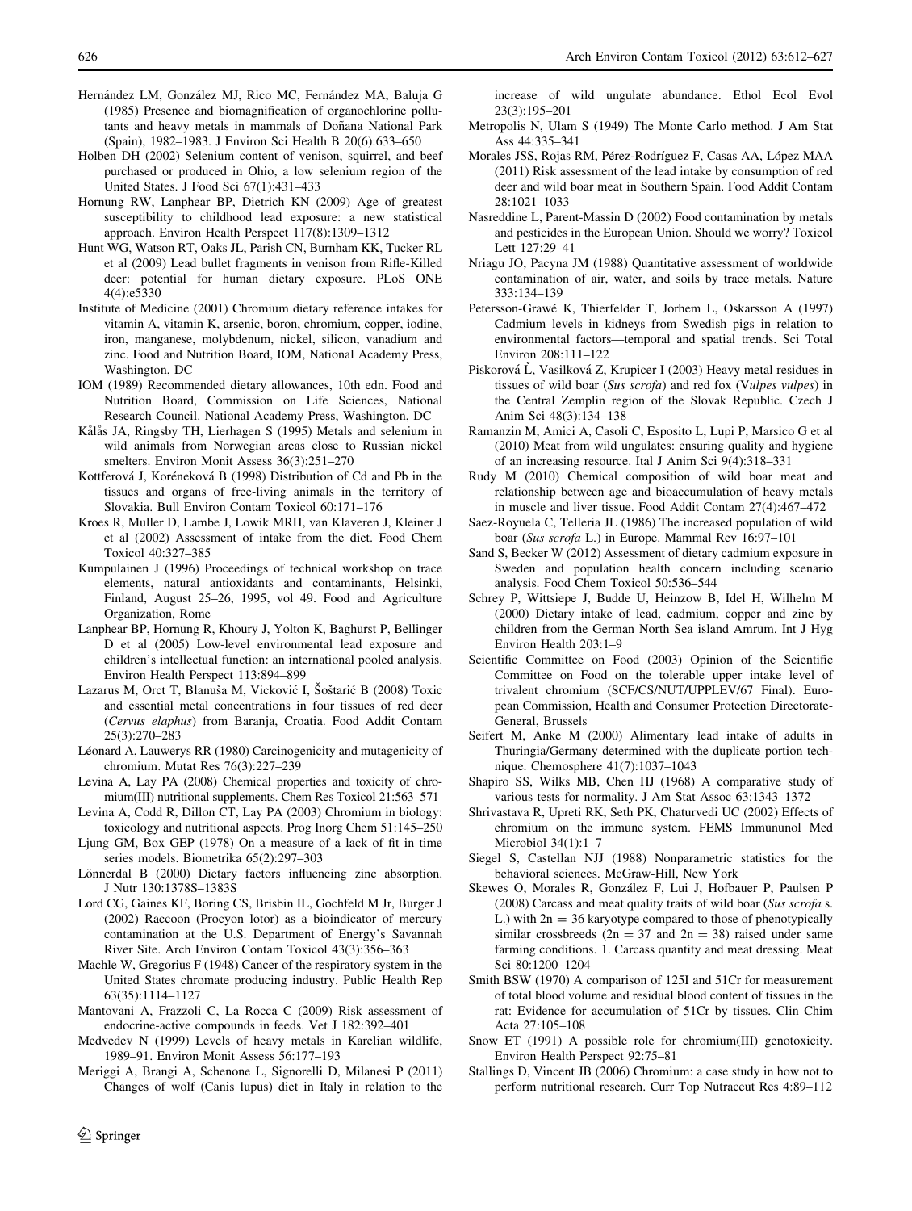Hernández LM, González MJ, Rico MC, Fernández MA, Baluja G (1985) Presence and biomagnification of organochlorine pollutants and heavy metals in mammals of Doñana National Park (Spain), 1982–1983. J Environ Sci Health B 20(6):633–650

Holben DH (2002) Selenium content of venison, squirrel, and beef purchased or produced in Ohio, a low selenium region of the United States. J Food Sci 67(1):431–433

Hornung RW, Lanphear BP, Dietrich KN (2009) Age of greatest susceptibility to childhood lead exposure: a new statistical approach. Environ Health Perspect 117(8):1309–1312

Hunt WG, Watson RT, Oaks JL, Parish CN, Burnham KK, Tucker RL et al (2009) Lead bullet fragments in venison from Rifle-Killed deer: potential for human dietary exposure. PLoS ONE 4(4):e5330

Institute of Medicine (2001) Chromium dietary reference intakes for vitamin A, vitamin K, arsenic, boron, chromium, copper, iodine, iron, manganese, molybdenum, nickel, silicon, vanadium and zinc. Food and Nutrition Board, IOM, National Academy Press, Washington, DC

IOM (1989) Recommended dietary allowances, 10th edn. Food and Nutrition Board, Commission on Life Sciences, National Research Council. National Academy Press, Washington, DC

Kålås JA, Ringsby TH, Lierhagen S (1995) Metals and selenium in wild animals from Norwegian areas close to Russian nickel smelters. Environ Monit Assess 36(3):251–270

Kottferová J, Koréneková B (1998) Distribution of Cd and Pb in the tissues and organs of free-living animals in the territory of Slovakia. Bull Environ Contam Toxicol 60:171–176

Kroes R, Muller D, Lambe J, Lowik MRH, van Klaveren J, Kleiner J et al (2002) Assessment of intake from the diet. Food Chem Toxicol 40:327–385

Kumpulainen J (1996) Proceedings of technical workshop on trace elements, natural antioxidants and contaminants, Helsinki, Finland, August 25–26, 1995, vol 49. Food and Agriculture Organization, Rome

Lanphear BP, Hornung R, Khoury J, Yolton K, Baghurst P, Bellinger D et al (2005) Low-level environmental lead exposure and children's intellectual function: an international pooled analysis. Environ Health Perspect 113:894–899

Lazarus M, Orct T, Blanuša M, Vicković I, Šoštarić B (2008) Toxic and essential metal concentrations in four tissues of red deer (*Cervus elaphus*) from Baranja, Croatia. Food Addit Contam 25(3):270–283

Léonard A, Lauwerys RR (1980) Carcinogenicity and mutagenicity of chromium. Mutat Res 76(3):227–239

Levina A, Lay PA (2008) Chemical properties and toxicity of chromium(III) nutritional supplements. Chem Res Toxicol 21:563–571

Levina A, Codd R, Dillon CT, Lay PA (2003) Chromium in biology: toxicology and nutritional aspects. Prog Inorg Chem 51:145–250

Ljung GM, Box GEP (1978) On a measure of a lack of fit in time series models. Biometrika 65(2):297–303

Lönnerdal B (2000) Dietary factors influencing zinc absorption. J Nutr 130:1378S–1383S

Lord CG, Gaines KF, Boring CS, Brisbin IL, Gochfeld M Jr, Burger J (2002) Raccoon (Procyon lotor) as a bioindicator of mercury contamination at the U.S. Department of Energy's Savannah River Site. Arch Environ Contam Toxicol 43(3):356–363

Machle W, Gregorius F (1948) Cancer of the respiratory system in the United States chromate producing industry. Public Health Rep 63(35):1114–1127

Mantovani A, Frazzoli C, La Rocca C (2009) Risk assessment of endocrine-active compounds in feeds. Vet J 182:392–401

Medvedev N (1999) Levels of heavy metals in Karelian wildlife, 1989–91. Environ Monit Assess 56:177–193

Meriggi A, Brangi A, Schenone L, Signorelli D, Milanesi P (2011) Changes of wolf (Canis lupus) diet in Italy in relation to the increase of wild ungulate abundance. Ethol Ecol Evol 23(3):195–201

Metropolis N, Ulam S (1949) The Monte Carlo method. J Am Stat Ass 44:335–341

Morales JSS, Rojas RM, Pérez-Rodríguez F, Casas AA, López MAA (2011) Risk assessment of the lead intake by consumption of red deer and wild boar meat in Southern Spain. Food Addit Contam 28:1021–1033

Nasreddine L, Parent-Massin D (2002) Food contamination by metals and pesticides in the European Union. Should we worry? Toxicol Lett 127:29–41

Nriagu JO, Pacyna JM (1988) Quantitative assessment of worldwide contamination of air, water, and soils by trace metals. Nature 333:134–139

Petersson-Grawé K, Thierfelder T, Jorhem L, Oskarsson A (1997) Cadmium levels in kidneys from Swedish pigs in relation to environmental factors—temporal and spatial trends. Sci Total Environ 208:111–122

Piskorová Ľ, Vasilková Z, Krupicer I (2003) Heavy metal residues in tissues of wild boar (*Sus scrofa*) and red fox (V*ulpes vulpes*) in the Central Zemplin region of the Slovak Republic. Czech J Anim Sci 48(3):134–138

Ramanzin M, Amici A, Casoli C, Esposito L, Lupi P, Marsico G et al (2010) Meat from wild ungulates: ensuring quality and hygiene of an increasing resource. Ital J Anim Sci 9(4):318–331

Rudy M (2010) Chemical composition of wild boar meat and relationship between age and bioaccumulation of heavy metals in muscle and liver tissue. Food Addit Contam 27(4):467–472

Saez-Royuela C, Telleria JL (1986) The increased population of wild boar (*Sus scrofa* L.) in Europe. Mammal Rev 16:97–101

Sand S, Becker W (2012) Assessment of dietary cadmium exposure in Sweden and population health concern including scenario analysis. Food Chem Toxicol 50:536–544

Schrey P, Wittsiepe J, Budde U, Heinzow B, Idel H, Wilhelm M (2000) Dietary intake of lead, cadmium, copper and zinc by children from the German North Sea island Amrum. Int J Hyg Environ Health 203:1–9

Scientific Committee on Food (2003) Opinion of the Scientific Committee on Food on the tolerable upper intake level of trivalent chromium (SCF/CS/NUT/UPPLEV/67 Final). European Commission, Health and Consumer Protection Directorate-General, Brussels

Seifert M, Anke M (2000) Alimentary lead intake of adults in Thuringia/Germany determined with the duplicate portion technique. Chemosphere 41(7):1037–1043

Shapiro SS, Wilks MB, Chen HJ (1968) A comparative study of various tests for normality. J Am Stat Assoc 63:1343–1372

Shrivastava R, Upreti RK, Seth PK, Chaturvedi UC (2002) Effects of chromium on the immune system. FEMS Immununol Med Microbiol 34(1):1–7

Siegel S, Castellan NJJ (1988) Nonparametric statistics for the behavioral sciences. McGraw-Hill, New York

Skewes O, Morales R, González F, Lui J, Hofbauer P, Paulsen P (2008) Carcass and meat quality traits of wild boar (*Sus scrofa* s. L.) with $2n = 36$ karyotype compared to those of phenotypically similar crossbreeds ($2n = 37$ and $2n = 38$) raised under same farming conditions. 1. Carcass quantity and meat dressing. Meat Sci 80:1200–1204

Smith BSW (1970) A comparison of 125I and 51Cr for measurement of total blood volume and residual blood content of tissues in the rat: Evidence for accumulation of 51Cr by tissues. Clin Chim Acta 27:105–108

Snow ET (1991) A possible role for chromium(III) genotoxicity. Environ Health Perspect 92:75–81

Stallings D, Vincent JB (2006) Chromium: a case study in how not to perform nutritional research. Curr Top Nutraceut Res 4:89–112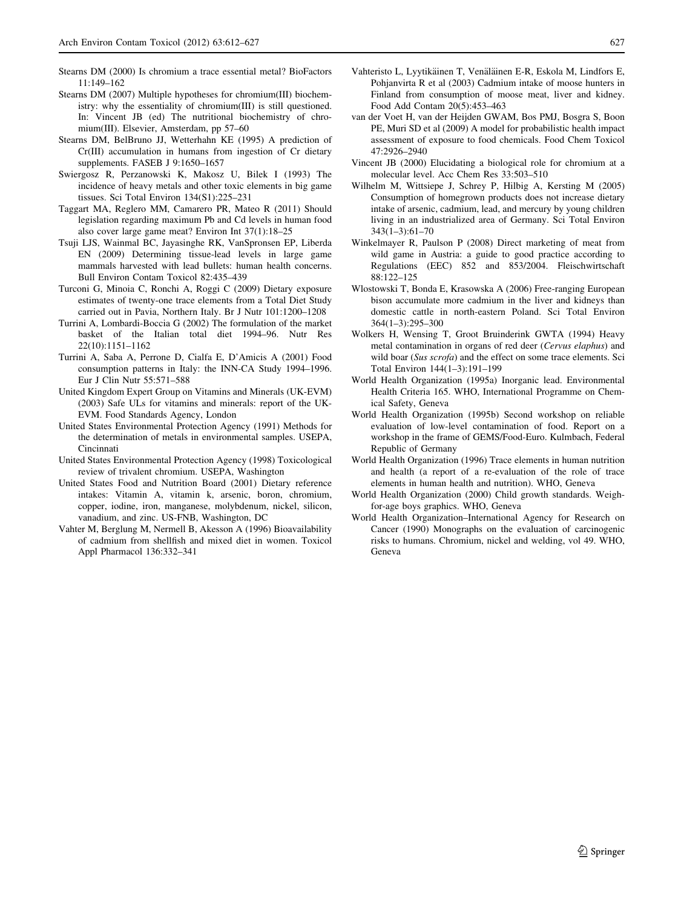Stearns DM (2000) Is chromium a trace essential metal? BioFactors 11:149–162

Stearns DM (2007) Multiple hypotheses for chromium(III) biochemistry: why the essentiality of chromium(III) is still questioned. In: Vincent JB (ed) The nutritional biochemistry of chromium(III). Elsevier, Amsterdam, pp 57–60

Stearns DM, BelBruno JJ, Wetterhahn KE (1995) A prediction of Cr(III) accumulation in humans from ingestion of Cr dietary supplements. FASEB J 9:1650–1657

Swiergosz R, Perzanowski K, Makosz U, Bilek I (1993) The incidence of heavy metals and other toxic elements in big game tissues. Sci Total Environ 134(S1):225–231

Taggart MA, Reglero MM, Camarero PR, Mateo R (2011) Should legislation regarding maximum Pb and Cd levels in human food also cover large game meat? Environ Int 37(1):18–25

Tsuji LJS, Wainmal BC, Jayasinghe RK, VanSpronsen EP, Liberda EN (2009) Determining tissue-lead levels in large game mammals harvested with lead bullets: human health concerns. Bull Environ Contam Toxicol 82:435–439

Turconi G, Minoia C, Ronchi A, Roggi C (2009) Dietary exposure estimates of twenty-one trace elements from a Total Diet Study carried out in Pavia, Northern Italy. Br J Nutr 101:1200–1208

Turrini A, Lombardi-Boccia G (2002) The formulation of the market basket of the Italian total diet 1994–96. Nutr Res 22(10):1151–1162

Turrini A, Saba A, Perrone D, Cialfa E, D'Amicis A (2001) Food consumption patterns in Italy: the INN-CA Study 1994–1996. Eur J Clin Nutr 55:571–588

United Kingdom Expert Group on Vitamins and Minerals (UK-EVM) (2003) Safe ULs for vitamins and minerals: report of the UK-EVM. Food Standards Agency, London

United States Environmental Protection Agency (1991) Methods for the determination of metals in environmental samples. USEPA, Cincinnati

United States Environmental Protection Agency (1998) Toxicological review of trivalent chromium. USEPA, Washington

United States Food and Nutrition Board (2001) Dietary reference intakes: Vitamin A, vitamin k, arsenic, boron, chromium, copper, iodine, iron, manganese, molybdenum, nickel, silicon, vanadium, and zinc. US-FNB, Washington, DC

Vahter M, Berglung M, Nermell B, Akesson A (1996) Bioavailability of cadmium from shellfish and mixed diet in women. Toxicol Appl Pharmacol 136:332–341

Vahteristo L, Lyytikäinen T, Venäläinen E-R, Eskola M, Lindfors E, Pohjanvirta R et al (2003) Cadmium intake of moose hunters in Finland from consumption of moose meat, liver and kidney. Food Add Contam 20(5):453–463

van der Voet H, van der Heijden GWAM, Bos PMJ, Bosgra S, Boon PE, Muri SD et al (2009) A model for probabilistic health impact assessment of exposure to food chemicals. Food Chem Toxicol 47:2926–2940

Vincent JB (2000) Elucidating a biological role for chromium at a molecular level. Acc Chem Res 33:503–510

Wilhelm M, Wittsiepe J, Schrey P, Hilbig A, Kersting M (2005) Consumption of homegrown products does not increase dietary intake of arsenic, cadmium, lead, and mercury by young children living in an industrialized area of Germany. Sci Total Environ 343(1–3):61–70

Winkelmayer R, Paulson P (2008) Direct marketing of meat from wild game in Austria: a guide to good practice according to Regulations (EEC) 852 and 853/2004. Fleischwirtschaft 88:122–125

Wlostowski T, Bonda E, Krasowska A (2006) Free-ranging European bison accumulate more cadmium in the liver and kidneys than domestic cattle in north-eastern Poland. Sci Total Environ 364(1–3):295–300

Wolkers H, Wensing T, Groot Bruinderink GWTA (1994) Heavy metal contamination in organs of red deer (*Cervus elaphus*) and wild boar (*Sus scrofa*) and the effect on some trace elements. Sci Total Environ 144(1–3):191–199

World Health Organization (1995a) Inorganic lead. Environmental Health Criteria 165. WHO, International Programme on Chemical Safety, Geneva

World Health Organization (1995b) Second workshop on reliable evaluation of low-level contamination of food. Report on a workshop in the frame of GEMS/Food-Euro. Kulmbach, Federal Republic of Germany

World Health Organization (1996) Trace elements in human nutrition and health (a report of a re-evaluation of the role of trace elements in human health and nutrition). WHO, Geneva

World Health Organization (2000) Child growth standards. Weigh-for-age boys graphics. WHO, Geneva

World Health Organization–International Agency for Research on Cancer (1990) Monographs on the evaluation of carcinogenic risks to humans. Chromium, nickel and welding, vol 49. WHO, Geneva